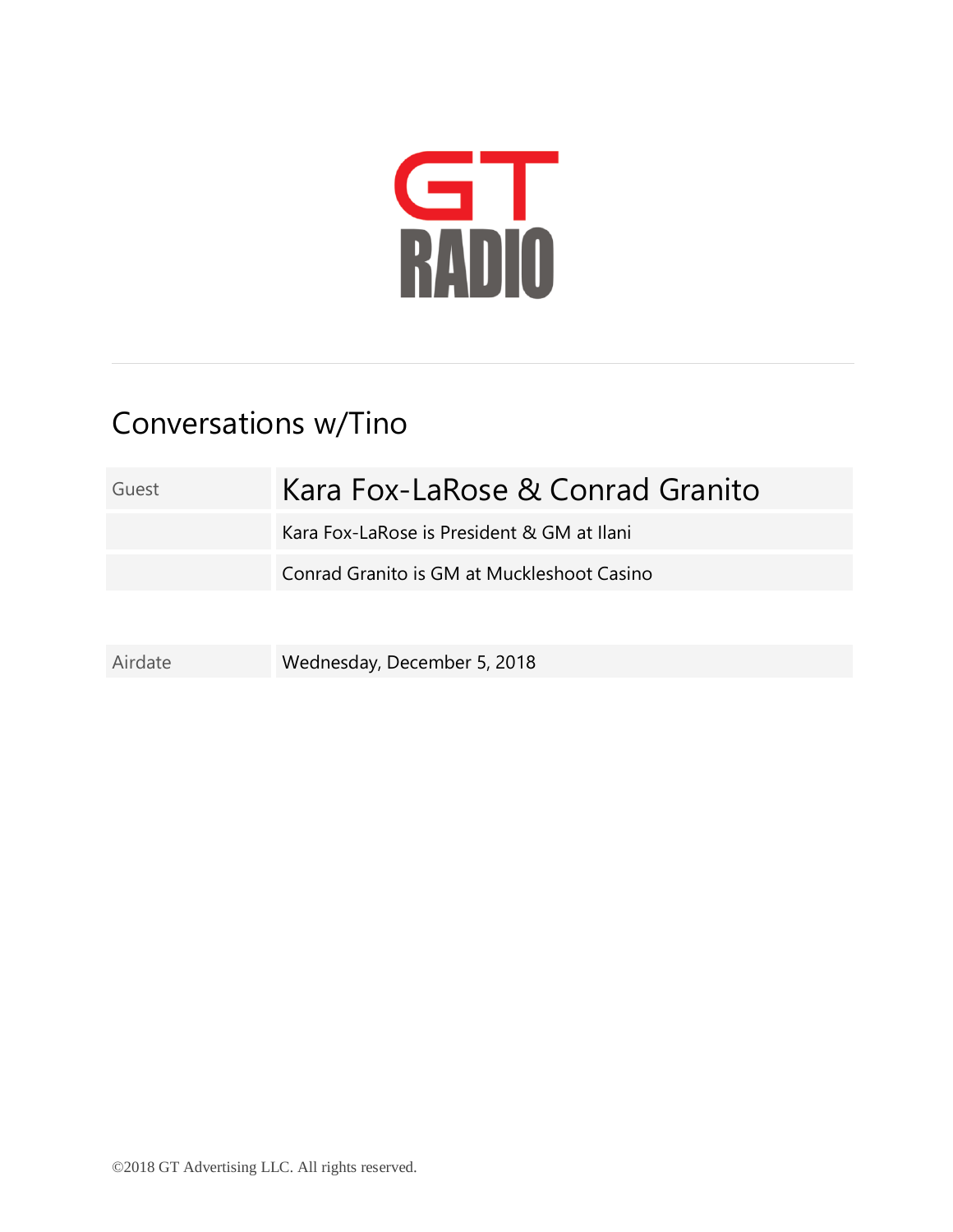GT
RADIO

# Conversations w/Tino

| Guest | Kara Fox-LaRose & Conrad Granito |
| --- | --- |
| | Kara Fox-LaRose is President & GM at Ilani |
| | Conrad Granito is GM at Muckleshoot Casino |

| Airdate | Wednesday, December 5, 2018 |
| --- | --- |

©2018 GT Advertising LLC. All rights reserved.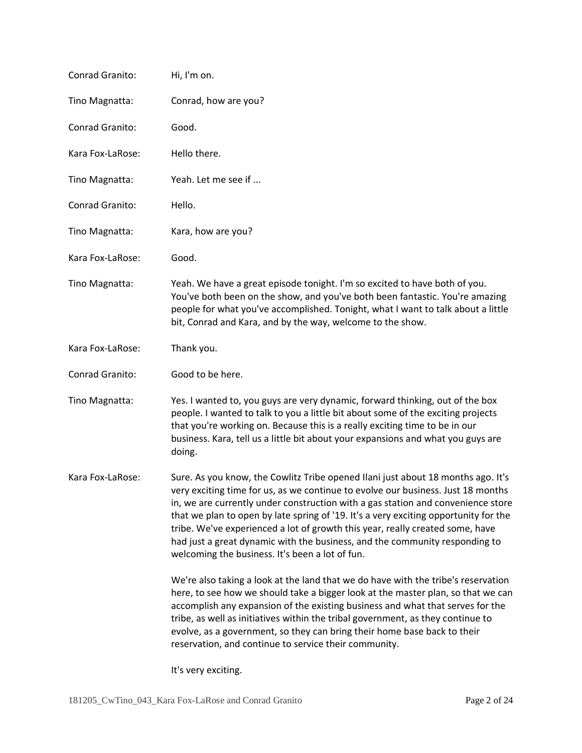Conrad Granito: Hi, I'm on.

Tino Magnatta: Conrad, how are you?

Conrad Granito: Good.

Kara Fox-LaRose: Hello there.

Tino Magnatta: Yeah. Let me see if ...

Conrad Granito: Hello.

Tino Magnatta: Kara, how are you?

Kara Fox-LaRose: Good.

Tino Magnatta: Yeah. We have a great episode tonight. I'm so excited to have both of you. You've both been on the show, and you've both been fantastic. You're amazing people for what you've accomplished. Tonight, what I want to talk about a little bit, Conrad and Kara, and by the way, welcome to the show.

Kara Fox-LaRose: Thank you.

Conrad Granito: Good to be here.

Tino Magnatta: Yes. I wanted to, you guys are very dynamic, forward thinking, out of the box people. I wanted to talk to you a little bit about some of the exciting projects that you're working on. Because this is a really exciting time to be in our business. Kara, tell us a little bit about your expansions and what you guys are doing.

Kara Fox-LaRose: Sure. As you know, the Cowlitz Tribe opened Ilani just about 18 months ago. It's very exciting time for us, as we continue to evolve our business. Just 18 months in, we are currently under construction with a gas station and convenience store that we plan to open by late spring of '19. It's a very exciting opportunity for the tribe. We've experienced a lot of growth this year, really created some, have had just a great dynamic with the business, and the community responding to welcoming the business. It's been a lot of fun.

We're also taking a look at the land that we do have with the tribe's reservation here, to see how we should take a bigger look at the master plan, so that we can accomplish any expansion of the existing business and what that serves for the tribe, as well as initiatives within the tribal government, as they continue to evolve, as a government, so they can bring their home base back to their reservation, and continue to service their community.

It's very exciting.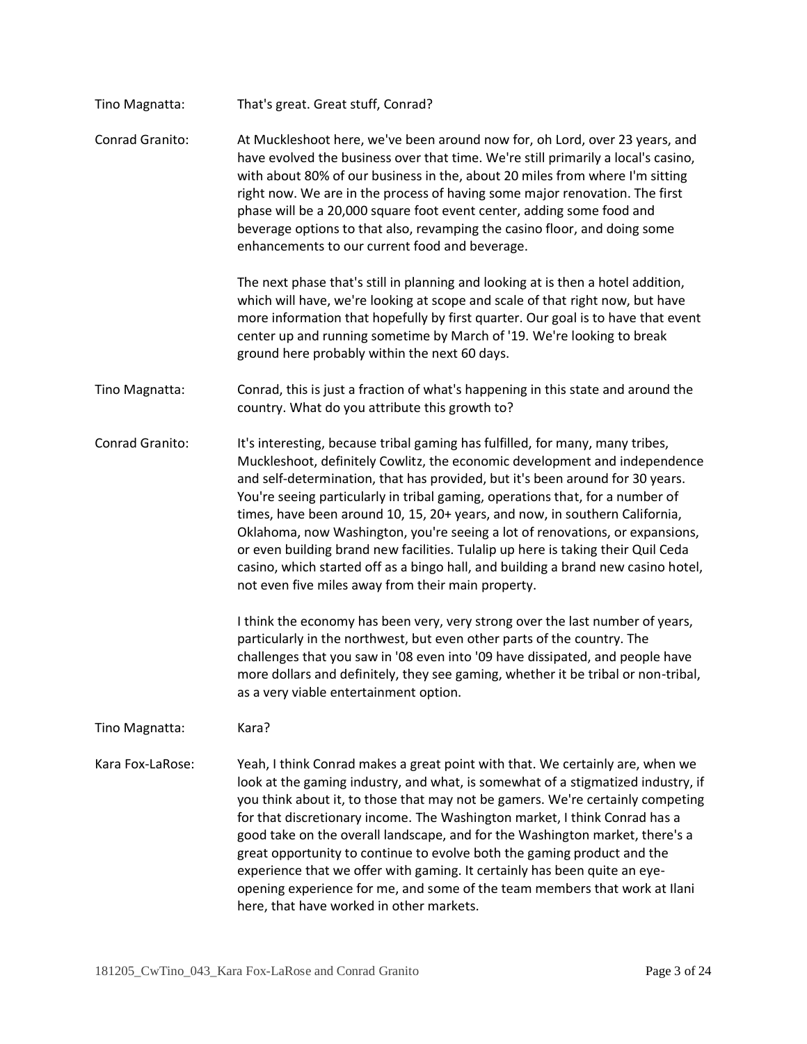Tino Magnatta: That's great. Great stuff, Conrad?

Conrad Granito: At Muckleshoot here, we've been around now for, oh Lord, over 23 years, and have evolved the business over that time. We're still primarily a local's casino, with about 80% of our business in the, about 20 miles from where I'm sitting right now. We are in the process of having some major renovation. The first phase will be a 20,000 square foot event center, adding some food and beverage options to that also, revamping the casino floor, and doing some enhancements to our current food and beverage.

The next phase that's still in planning and looking at is then a hotel addition, which will have, we're looking at scope and scale of that right now, but have more information that hopefully by first quarter. Our goal is to have that event center up and running sometime by March of '19. We're looking to break ground here probably within the next 60 days.

Tino Magnatta: Conrad, this is just a fraction of what's happening in this state and around the country. What do you attribute this growth to?

Conrad Granito: It's interesting, because tribal gaming has fulfilled, for many, many tribes, Muckleshoot, definitely Cowlitz, the economic development and independence and self-determination, that has provided, but it's been around for 30 years. You're seeing particularly in tribal gaming, operations that, for a number of times, have been around 10, 15, 20+ years, and now, in southern California, Oklahoma, now Washington, you're seeing a lot of renovations, or expansions, or even building brand new facilities. Tulalip up here is taking their Quil Ceda casino, which started off as a bingo hall, and building a brand new casino hotel, not even five miles away from their main property.

I think the economy has been very, very strong over the last number of years, particularly in the northwest, but even other parts of the country. The challenges that you saw in '08 even into '09 have dissipated, and people have more dollars and definitely, they see gaming, whether it be tribal or non-tribal, as a very viable entertainment option.

Tino Magnatta: Kara?

Kara Fox-LaRose: Yeah, I think Conrad makes a great point with that. We certainly are, when we look at the gaming industry, and what, is somewhat of a stigmatized industry, if you think about it, to those that may not be gamers. We're certainly competing for that discretionary income. The Washington market, I think Conrad has a good take on the overall landscape, and for the Washington market, there's a great opportunity to continue to evolve both the gaming product and the experience that we offer with gaming. It certainly has been quite an eye-opening experience for me, and some of the team members that work at Ilani here, that have worked in other markets.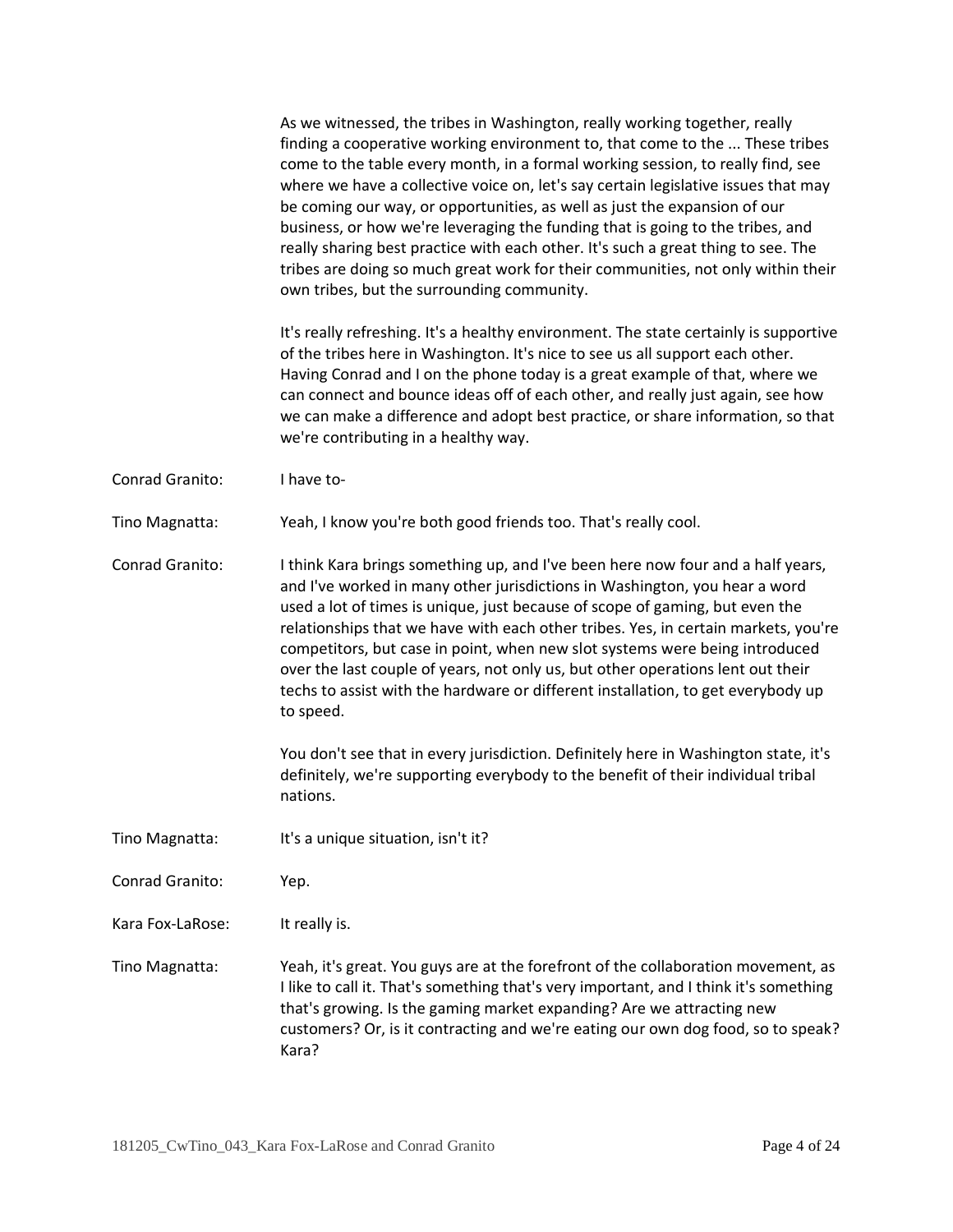As we witnessed, the tribes in Washington, really working together, really finding a cooperative working environment to, that come to the ... These tribes come to the table every month, in a formal working session, to really find, see where we have a collective voice on, let's say certain legislative issues that may be coming our way, or opportunities, as well as just the expansion of our business, or how we're leveraging the funding that is going to the tribes, and really sharing best practice with each other. It's such a great thing to see. The tribes are doing so much great work for their communities, not only within their own tribes, but the surrounding community.

It's really refreshing. It's a healthy environment. The state certainly is supportive of the tribes here in Washington. It's nice to see us all support each other. Having Conrad and I on the phone today is a great example of that, where we can connect and bounce ideas off of each other, and really just again, see how we can make a difference and adopt best practice, or share information, so that we're contributing in a healthy way.

Conrad Granito: I have to-

Tino Magnatta: Yeah, I know you're both good friends too. That's really cool.

Conrad Granito: I think Kara brings something up, and I've been here now four and a half years, and I've worked in many other jurisdictions in Washington, you hear a word used a lot of times is unique, just because of scope of gaming, but even the relationships that we have with each other tribes. Yes, in certain markets, you're competitors, but case in point, when new slot systems were being introduced over the last couple of years, not only us, but other operations lent out their techs to assist with the hardware or different installation, to get everybody up to speed.

You don't see that in every jurisdiction. Definitely here in Washington state, it's definitely, we're supporting everybody to the benefit of their individual tribal nations.

Tino Magnatta: It's a unique situation, isn't it?

Conrad Granito: Yep.

Kara Fox-LaRose: It really is.

Tino Magnatta: Yeah, it's great. You guys are at the forefront of the collaboration movement, as I like to call it. That's something that's very important, and I think it's something that's growing. Is the gaming market expanding? Are we attracting new customers? Or, is it contracting and we're eating our own dog food, so to speak? Kara?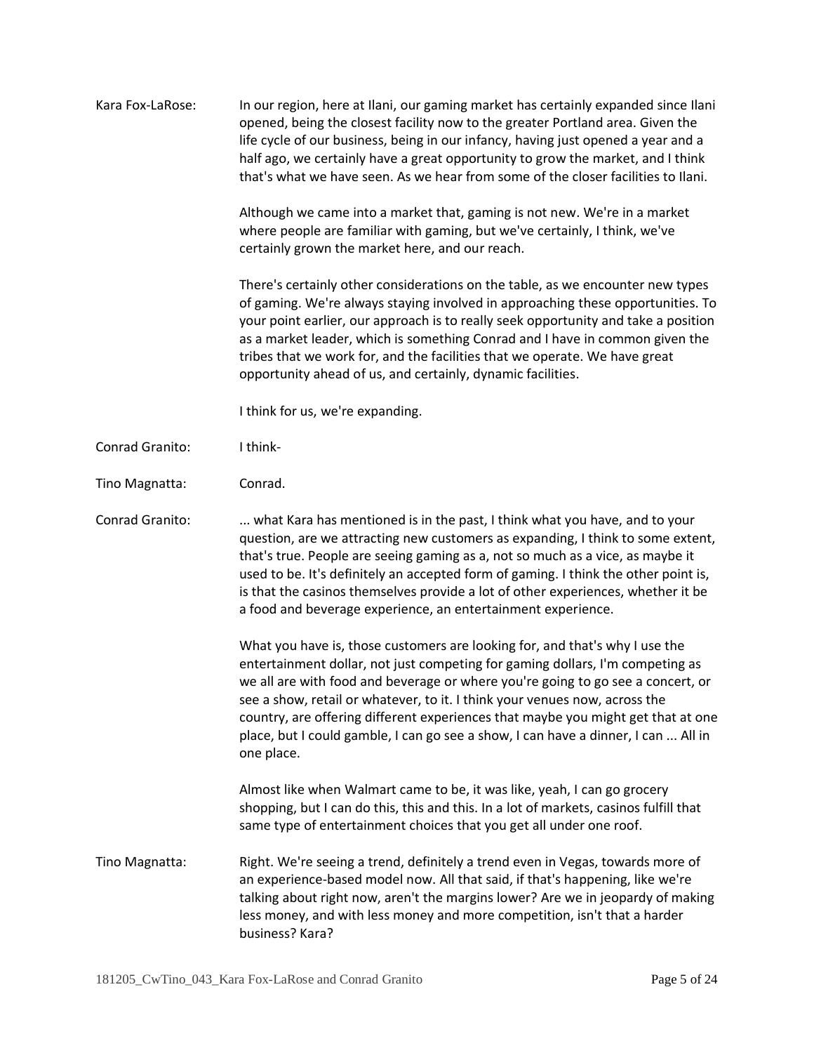Kara Fox-LaRose: In our region, here at Ilani, our gaming market has certainly expanded since Ilani opened, being the closest facility now to the greater Portland area. Given the life cycle of our business, being in our infancy, having just opened a year and a half ago, we certainly have a great opportunity to grow the market, and I think that's what we have seen. As we hear from some of the closer facilities to Ilani.

Although we came into a market that, gaming is not new. We're in a market where people are familiar with gaming, but we've certainly, I think, we've certainly grown the market here, and our reach.

There's certainly other considerations on the table, as we encounter new types of gaming. We're always staying involved in approaching these opportunities. To your point earlier, our approach is to really seek opportunity and take a position as a market leader, which is something Conrad and I have in common given the tribes that we work for, and the facilities that we operate. We have great opportunity ahead of us, and certainly, dynamic facilities.

I think for us, we're expanding.

Conrad Granito: I think-

Tino Magnatta: Conrad.

Conrad Granito: ... what Kara has mentioned is in the past, I think what you have, and to your question, are we attracting new customers as expanding, I think to some extent, that's true. People are seeing gaming as a, not so much as a vice, as maybe it used to be. It's definitely an accepted form of gaming. I think the other point is, is that the casinos themselves provide a lot of other experiences, whether it be a food and beverage experience, an entertainment experience.

What you have is, those customers are looking for, and that's why I use the entertainment dollar, not just competing for gaming dollars, I'm competing as we all are with food and beverage or where you're going to go see a concert, or see a show, retail or whatever, to it. I think your venues now, across the country, are offering different experiences that maybe you might get that at one place, but I could gamble, I can go see a show, I can have a dinner, I can ... All in one place.

Almost like when Walmart came to be, it was like, yeah, I can go grocery shopping, but I can do this, this and this. In a lot of markets, casinos fulfill that same type of entertainment choices that you get all under one roof.

Tino Magnatta: Right. We're seeing a trend, definitely a trend even in Vegas, towards more of an experience-based model now. All that said, if that's happening, like we're talking about right now, aren't the margins lower? Are we in jeopardy of making less money, and with less money and more competition, isn't that a harder business? Kara?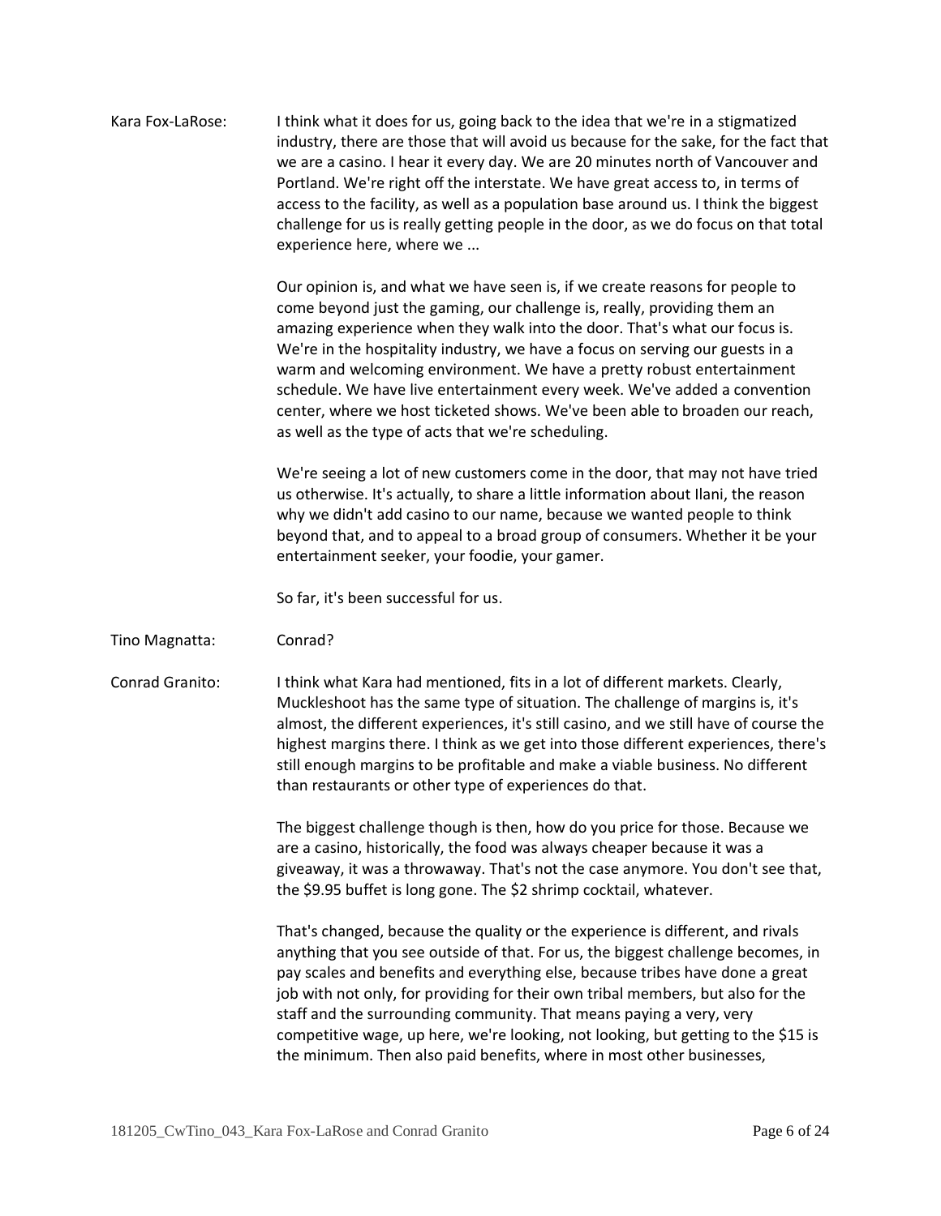Kara Fox-LaRose: I think what it does for us, going back to the idea that we're in a stigmatized industry, there are those that will avoid us because for the sake, for the fact that we are a casino. I hear it every day. We are 20 minutes north of Vancouver and Portland. We're right off the interstate. We have great access to, in terms of access to the facility, as well as a population base around us. I think the biggest challenge for us is really getting people in the door, as we do focus on that total experience here, where we ...

Our opinion is, and what we have seen is, if we create reasons for people to come beyond just the gaming, our challenge is, really, providing them an amazing experience when they walk into the door. That's what our focus is. We're in the hospitality industry, we have a focus on serving our guests in a warm and welcoming environment. We have a pretty robust entertainment schedule. We have live entertainment every week. We've added a convention center, where we host ticketed shows. We've been able to broaden our reach, as well as the type of acts that we're scheduling.

We're seeing a lot of new customers come in the door, that may not have tried us otherwise. It's actually, to share a little information about Ilani, the reason why we didn't add casino to our name, because we wanted people to think beyond that, and to appeal to a broad group of consumers. Whether it be your entertainment seeker, your foodie, your gamer.

So far, it's been successful for us.

Tino Magnatta: Conrad?

Conrad Granito: I think what Kara had mentioned, fits in a lot of different markets. Clearly, Muckleshoot has the same type of situation. The challenge of margins is, it's almost, the different experiences, it's still casino, and we still have of course the highest margins there. I think as we get into those different experiences, there's still enough margins to be profitable and make a viable business. No different than restaurants or other type of experiences do that.

The biggest challenge though is then, how do you price for those. Because we are a casino, historically, the food was always cheaper because it was a giveaway, it was a throwaway. That's not the case anymore. You don't see that, the $9.95 buffet is long gone. The $2 shrimp cocktail, whatever.

That's changed, because the quality or the experience is different, and rivals anything that you see outside of that. For us, the biggest challenge becomes, in pay scales and benefits and everything else, because tribes have done a great job with not only, for providing for their own tribal members, but also for the staff and the surrounding community. That means paying a very, very competitive wage, up here, we're looking, not looking, but getting to the $15 is the minimum. Then also paid benefits, where in most other businesses,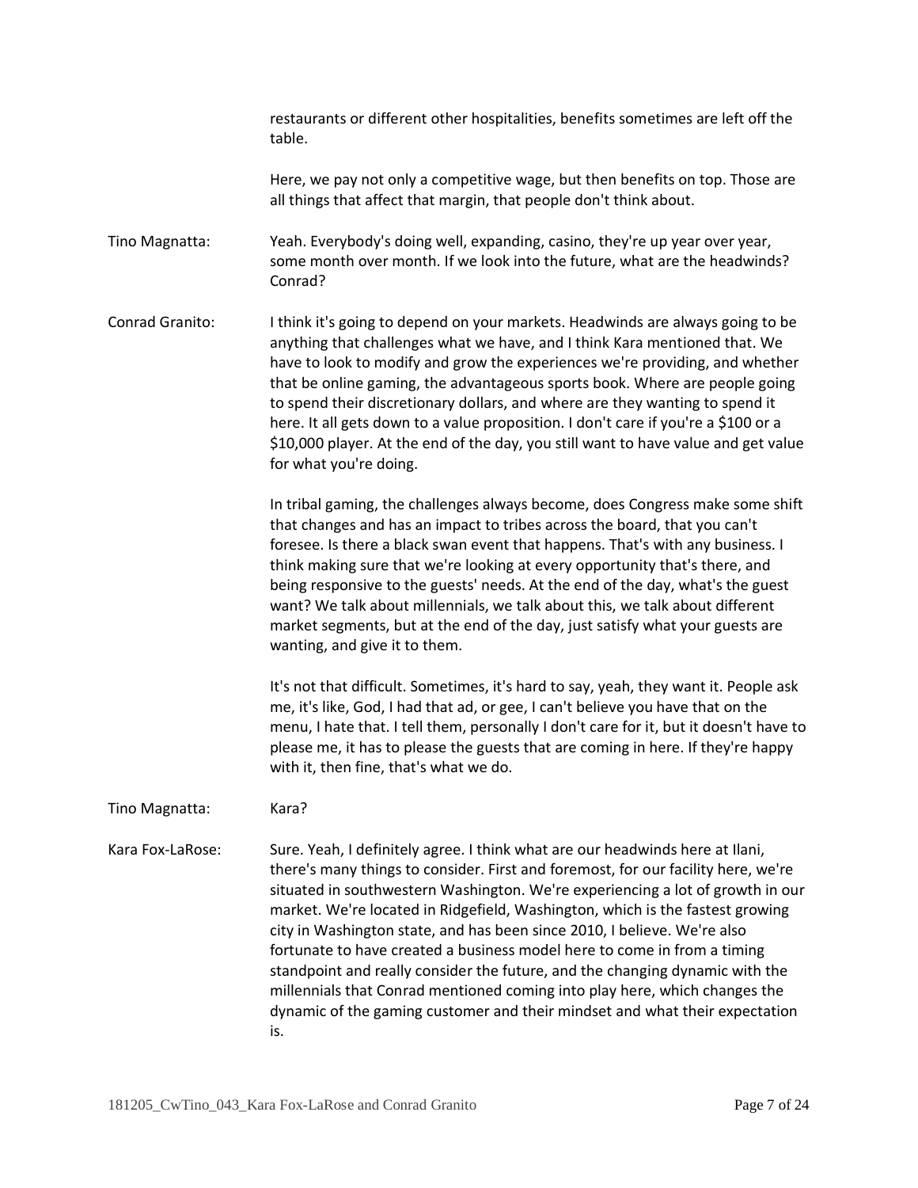restaurants or different other hospitalities, benefits sometimes are left off the table.

Here, we pay not only a competitive wage, but then benefits on top. Those are all things that affect that margin, that people don't think about.

**Tino Magnatta:** Yeah. Everybody's doing well, expanding, casino, they're up year over year, some month over month. If we look into the future, what are the headwinds? Conrad?

**Conrad Granito:** I think it's going to depend on your markets. Headwinds are always going to be anything that challenges what we have, and I think Kara mentioned that. We have to look to modify and grow the experiences we're providing, and whether that be online gaming, the advantageous sports book. Where are people going to spend their discretionary dollars, and where are they wanting to spend it here. It all gets down to a value proposition. I don't care if you're a $100 or a $10,000 player. At the end of the day, you still want to have value and get value for what you're doing.

In tribal gaming, the challenges always become, does Congress make some shift that changes and has an impact to tribes across the board, that you can't foresee. Is there a black swan event that happens. That's with any business. I think making sure that we're looking at every opportunity that's there, and being responsive to the guests' needs. At the end of the day, what's the guest want? We talk about millennials, we talk about this, we talk about different market segments, but at the end of the day, just satisfy what your guests are wanting, and give it to them.

It's not that difficult. Sometimes, it's hard to say, yeah, they want it. People ask me, it's like, God, I had that ad, or gee, I can't believe you have that on the menu, I hate that. I tell them, personally I don't care for it, but it doesn't have to please me, it has to please the guests that are coming in here. If they're happy with it, then fine, that's what we do.

**Tino Magnatta:** Kara?

**Kara Fox-LaRose:** Sure. Yeah, I definitely agree. I think what are our headwinds here at Ilani, there's many things to consider. First and foremost, for our facility here, we're situated in southwestern Washington. We're experiencing a lot of growth in our market. We're located in Ridgefield, Washington, which is the fastest growing city in Washington state, and has been since 2010, I believe. We're also fortunate to have created a business model here to come in from a timing standpoint and really consider the future, and the changing dynamic with the millennials that Conrad mentioned coming into play here, which changes the dynamic of the gaming customer and their mindset and what their expectation is.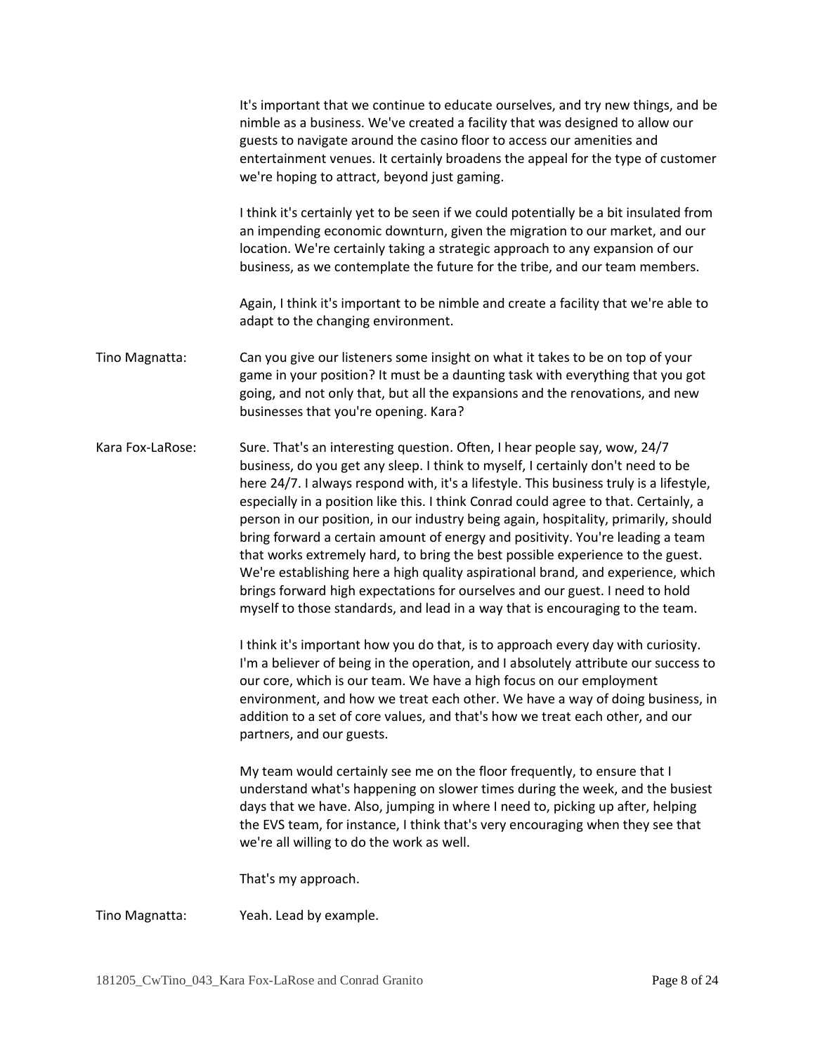It's important that we continue to educate ourselves, and try new things, and be nimble as a business. We've created a facility that was designed to allow our guests to navigate around the casino floor to access our amenities and entertainment venues. It certainly broadens the appeal for the type of customer we're hoping to attract, beyond just gaming.

I think it's certainly yet to be seen if we could potentially be a bit insulated from an impending economic downturn, given the migration to our market, and our location. We're certainly taking a strategic approach to any expansion of our business, as we contemplate the future for the tribe, and our team members.

Again, I think it's important to be nimble and create a facility that we're able to adapt to the changing environment.

Tino Magnatta: Can you give our listeners some insight on what it takes to be on top of your game in your position? It must be a daunting task with everything that you got going, and not only that, but all the expansions and the renovations, and new businesses that you're opening. Kara?

Kara Fox-LaRose: Sure. That's an interesting question. Often, I hear people say, wow, 24/7 business, do you get any sleep. I think to myself, I certainly don't need to be here 24/7. I always respond with, it's a lifestyle. This business truly is a lifestyle, especially in a position like this. I think Conrad could agree to that. Certainly, a person in our position, in our industry being again, hospitality, primarily, should bring forward a certain amount of energy and positivity. You're leading a team that works extremely hard, to bring the best possible experience to the guest. We're establishing here a high quality aspirational brand, and experience, which brings forward high expectations for ourselves and our guest. I need to hold myself to those standards, and lead in a way that is encouraging to the team.

I think it's important how you do that, is to approach every day with curiosity. I'm a believer of being in the operation, and I absolutely attribute our success to our core, which is our team. We have a high focus on our employment environment, and how we treat each other. We have a way of doing business, in addition to a set of core values, and that's how we treat each other, and our partners, and our guests.

My team would certainly see me on the floor frequently, to ensure that I understand what's happening on slower times during the week, and the busiest days that we have. Also, jumping in where I need to, picking up after, helping the EVS team, for instance, I think that's very encouraging when they see that we're all willing to do the work as well.

That's my approach.

Tino Magnatta: Yeah. Lead by example.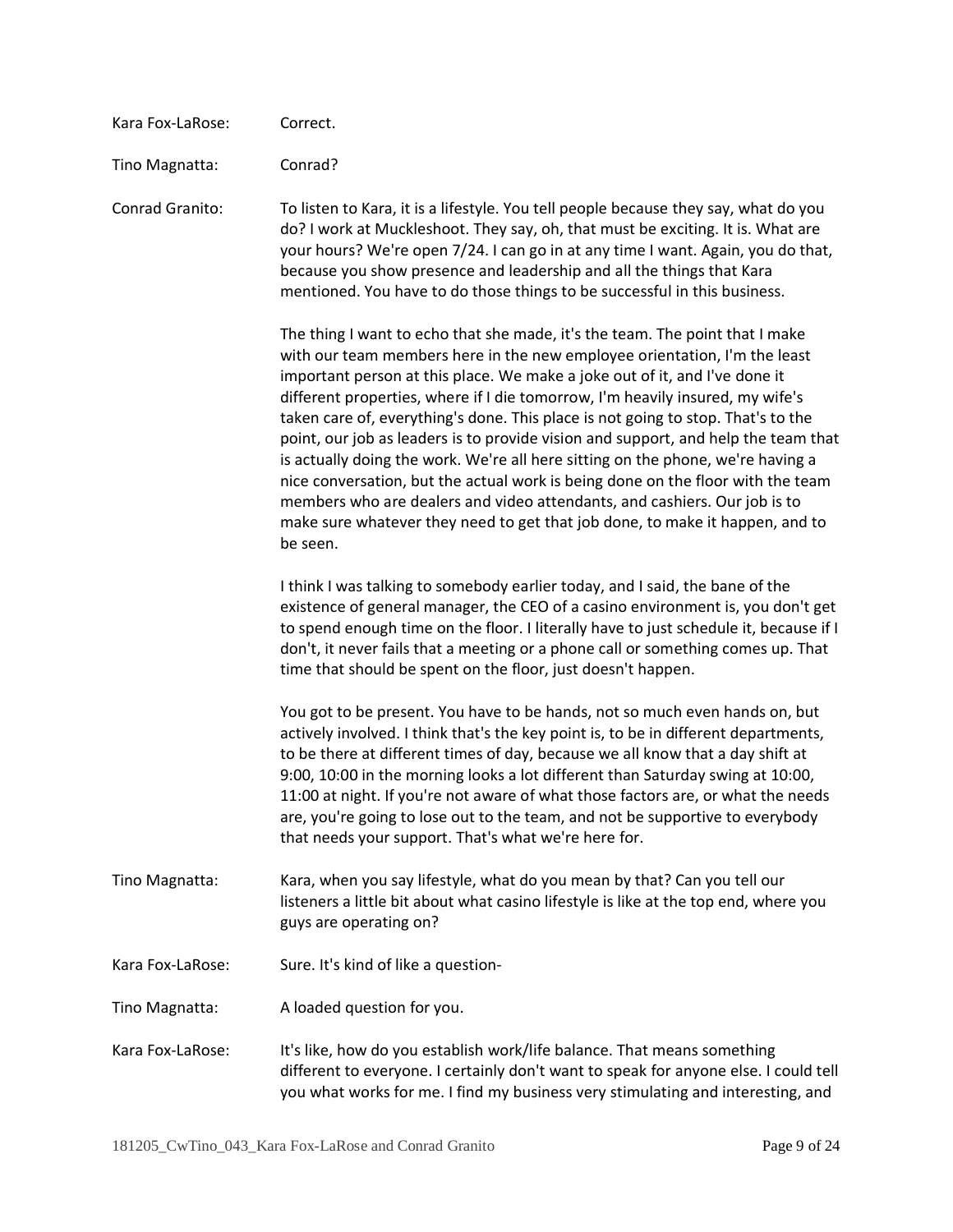Kara Fox-LaRose: Correct.

Tino Magnatta: Conrad?

Conrad Granito: To listen to Kara, it is a lifestyle. You tell people because they say, what do you do? I work at Muckleshoot. They say, oh, that must be exciting. It is. What are your hours? We're open 7/24. I can go in at any time I want. Again, you do that, because you show presence and leadership and all the things that Kara mentioned. You have to do those things to be successful in this business.

The thing I want to echo that she made, it's the team. The point that I make with our team members here in the new employee orientation, I'm the least important person at this place. We make a joke out of it, and I've done it different properties, where if I die tomorrow, I'm heavily insured, my wife's taken care of, everything's done. This place is not going to stop. That's to the point, our job as leaders is to provide vision and support, and help the team that is actually doing the work. We're all here sitting on the phone, we're having a nice conversation, but the actual work is being done on the floor with the team members who are dealers and video attendants, and cashiers. Our job is to make sure whatever they need to get that job done, to make it happen, and to be seen.

I think I was talking to somebody earlier today, and I said, the bane of the existence of general manager, the CEO of a casino environment is, you don't get to spend enough time on the floor. I literally have to just schedule it, because if I don't, it never fails that a meeting or a phone call or something comes up. That time that should be spent on the floor, just doesn't happen.

You got to be present. You have to be hands, not so much even hands on, but actively involved. I think that's the key point is, to be in different departments, to be there at different times of day, because we all know that a day shift at 9:00, 10:00 in the morning looks a lot different than Saturday swing at 10:00, 11:00 at night. If you're not aware of what those factors are, or what the needs are, you're going to lose out to the team, and not be supportive to everybody that needs your support. That's what we're here for.

Tino Magnatta: Kara, when you say lifestyle, what do you mean by that? Can you tell our listeners a little bit about what casino lifestyle is like at the top end, where you guys are operating on?

Kara Fox-LaRose: Sure. It's kind of like a question-

Tino Magnatta: A loaded question for you.

Kara Fox-LaRose: It's like, how do you establish work/life balance. That means something different to everyone. I certainly don't want to speak for anyone else. I could tell you what works for me. I find my business very stimulating and interesting, and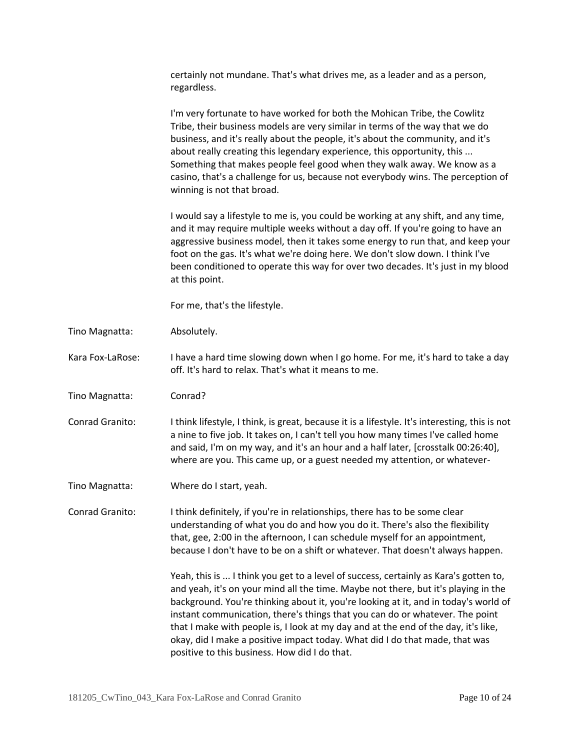certainly not mundane. That's what drives me, as a leader and as a person, regardless.

I'm very fortunate to have worked for both the Mohican Tribe, the Cowlitz Tribe, their business models are very similar in terms of the way that we do business, and it's really about the people, it's about the community, and it's about really creating this legendary experience, this opportunity, this ... Something that makes people feel good when they walk away. We know as a casino, that's a challenge for us, because not everybody wins. The perception of winning is not that broad.

I would say a lifestyle to me is, you could be working at any shift, and any time, and it may require multiple weeks without a day off. If you're going to have an aggressive business model, then it takes some energy to run that, and keep your foot on the gas. It's what we're doing here. We don't slow down. I think I've been conditioned to operate this way for over two decades. It's just in my blood at this point.

For me, that's the lifestyle.

Tino Magnatta: Absolutely.

Kara Fox-LaRose: I have a hard time slowing down when I go home. For me, it's hard to take a day off. It's hard to relax. That's what it means to me.

Tino Magnatta: Conrad?

Conrad Granito: I think lifestyle, I think, is great, because it is a lifestyle. It's interesting, this is not a nine to five job. It takes on, I can't tell you how many times I've called home and said, I'm on my way, and it's an hour and a half later, [crosstalk 00:26:40], where are you. This came up, or a guest needed my attention, or whatever-

Tino Magnatta: Where do I start, yeah.

Conrad Granito: I think definitely, if you're in relationships, there has to be some clear understanding of what you do and how you do it. There's also the flexibility that, gee, 2:00 in the afternoon, I can schedule myself for an appointment, because I don't have to be on a shift or whatever. That doesn't always happen.

Yeah, this is ... I think you get to a level of success, certainly as Kara's gotten to, and yeah, it's on your mind all the time. Maybe not there, but it's playing in the background. You're thinking about it, you're looking at it, and in today's world of instant communication, there's things that you can do or whatever. The point that I make with people is, I look at my day and at the end of the day, it's like, okay, did I make a positive impact today. What did I do that made, that was positive to this business. How did I do that.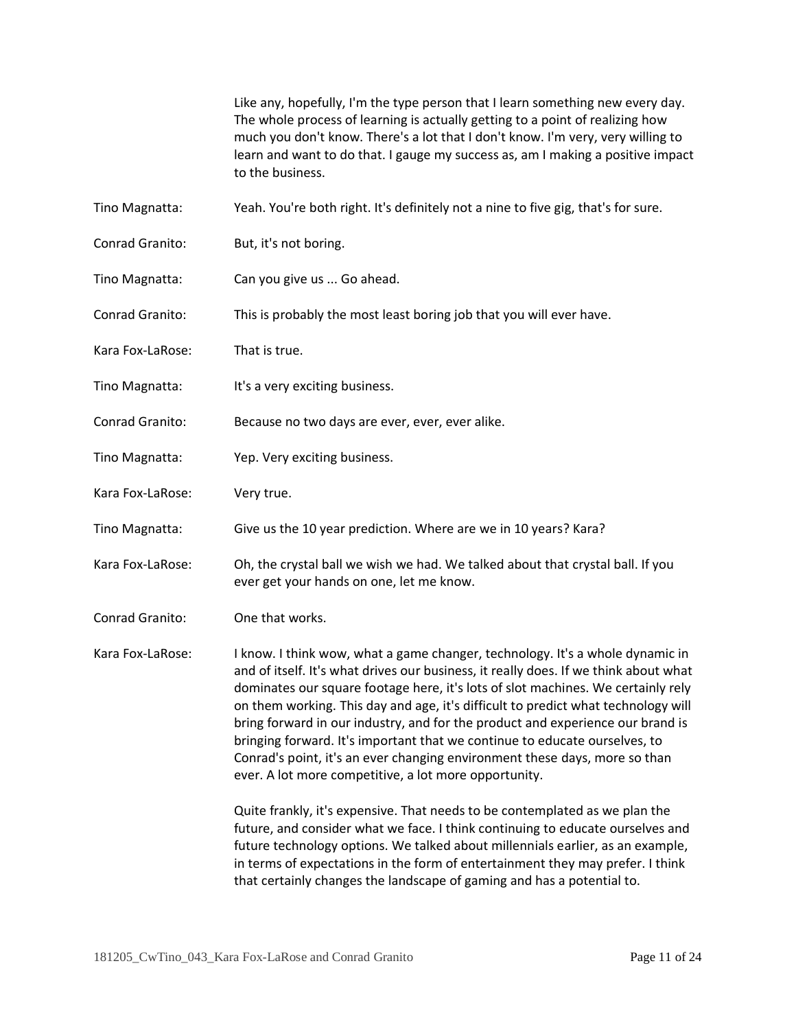Like any, hopefully, I'm the type person that I learn something new every day. The whole process of learning is actually getting to a point of realizing how much you don't know. There's a lot that I don't know. I'm very, very willing to learn and want to do that. I gauge my success as, am I making a positive impact to the business.

Tino Magnatta: Yeah. You're both right. It's definitely not a nine to five gig, that's for sure.

Conrad Granito: But, it's not boring.

Tino Magnatta: Can you give us ... Go ahead.

Conrad Granito: This is probably the most least boring job that you will ever have.

Kara Fox-LaRose: That is true.

Tino Magnatta: It's a very exciting business.

Conrad Granito: Because no two days are ever, ever, ever alike.

Tino Magnatta: Yep. Very exciting business.

Kara Fox-LaRose: Very true.

Tino Magnatta: Give us the 10 year prediction. Where are we in 10 years? Kara?

Kara Fox-LaRose: Oh, the crystal ball we wish we had. We talked about that crystal ball. If you ever get your hands on one, let me know.

Conrad Granito: One that works.

Kara Fox-LaRose: I know. I think wow, what a game changer, technology. It's a whole dynamic in and of itself. It's what drives our business, it really does. If we think about what dominates our square footage here, it's lots of slot machines. We certainly rely on them working. This day and age, it's difficult to predict what technology will bring forward in our industry, and for the product and experience our brand is bringing forward. It's important that we continue to educate ourselves, to Conrad's point, it's an ever changing environment these days, more so than ever. A lot more competitive, a lot more opportunity.

Quite frankly, it's expensive. That needs to be contemplated as we plan the future, and consider what we face. I think continuing to educate ourselves and future technology options. We talked about millennials earlier, as an example, in terms of expectations in the form of entertainment they may prefer. I think that certainly changes the landscape of gaming and has a potential to.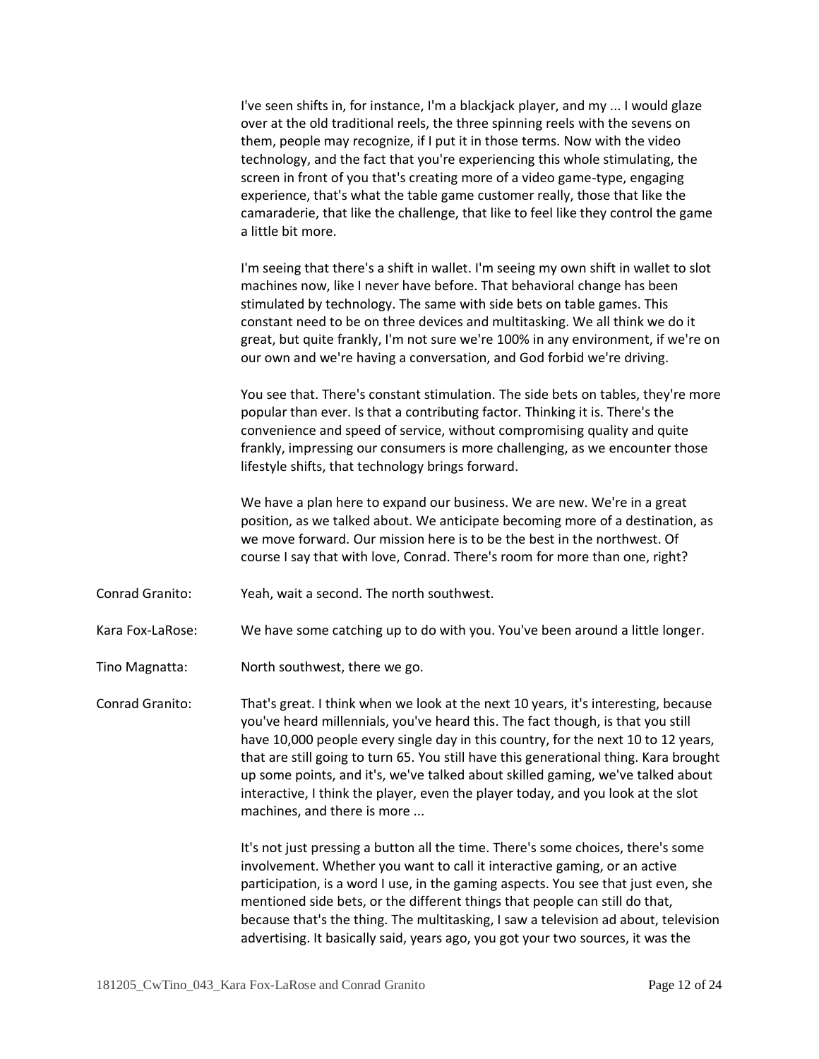I've seen shifts in, for instance, I'm a blackjack player, and my ... I would glaze over at the old traditional reels, the three spinning reels with the sevens on them, people may recognize, if I put it in those terms. Now with the video technology, and the fact that you're experiencing this whole stimulating, the screen in front of you that's creating more of a video game-type, engaging experience, that's what the table game customer really, those that like the camaraderie, that like the challenge, that like to feel like they control the game a little bit more.

I'm seeing that there's a shift in wallet. I'm seeing my own shift in wallet to slot machines now, like I never have before. That behavioral change has been stimulated by technology. The same with side bets on table games. This constant need to be on three devices and multitasking. We all think we do it great, but quite frankly, I'm not sure we're 100% in any environment, if we're on our own and we're having a conversation, and God forbid we're driving.

You see that. There's constant stimulation. The side bets on tables, they're more popular than ever. Is that a contributing factor. Thinking it is. There's the convenience and speed of service, without compromising quality and quite frankly, impressing our consumers is more challenging, as we encounter those lifestyle shifts, that technology brings forward.

We have a plan here to expand our business. We are new. We're in a great position, as we talked about. We anticipate becoming more of a destination, as we move forward. Our mission here is to be the best in the northwest. Of course I say that with love, Conrad. There's room for more than one, right?

Conrad Granito: Yeah, wait a second. The north southwest.

Kara Fox-LaRose: We have some catching up to do with you. You've been around a little longer.

Tino Magnatta: North southwest, there we go.

Conrad Granito: That's great. I think when we look at the next 10 years, it's interesting, because you've heard millennials, you've heard this. The fact though, is that you still have 10,000 people every single day in this country, for the next 10 to 12 years, that are still going to turn 65. You still have this generational thing. Kara brought up some points, and it's, we've talked about skilled gaming, we've talked about interactive, I think the player, even the player today, and you look at the slot machines, and there is more ...

It's not just pressing a button all the time. There's some choices, there's some involvement. Whether you want to call it interactive gaming, or an active participation, is a word I use, in the gaming aspects. You see that just even, she mentioned side bets, or the different things that people can still do that, because that's the thing. The multitasking, I saw a television ad about, television advertising. It basically said, years ago, you got your two sources, it was the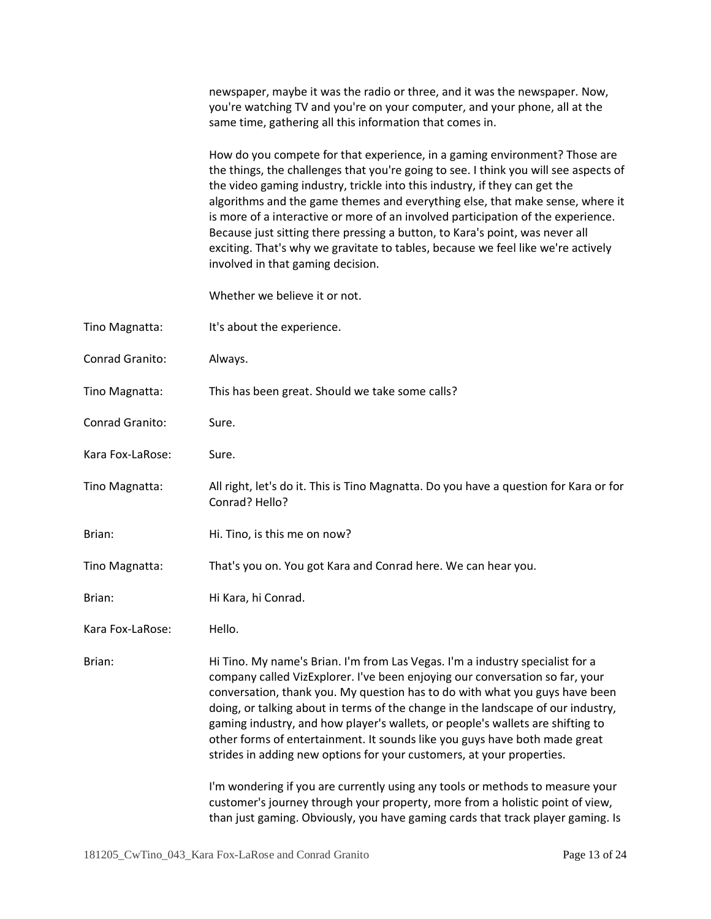newspaper, maybe it was the radio or three, and it was the newspaper. Now, you're watching TV and you're on your computer, and your phone, all at the same time, gathering all this information that comes in.

How do you compete for that experience, in a gaming environment? Those are the things, the challenges that you're going to see. I think you will see aspects of the video gaming industry, trickle into this industry, if they can get the algorithms and the game themes and everything else, that make sense, where it is more of a interactive or more of an involved participation of the experience. Because just sitting there pressing a button, to Kara's point, was never all exciting. That's why we gravitate to tables, because we feel like we're actively involved in that gaming decision.

Whether we believe it or not.

Tino Magnatta: It's about the experience.

Conrad Granito: Always.

Tino Magnatta: This has been great. Should we take some calls?

Conrad Granito: Sure.

Kara Fox-LaRose: Sure.

Tino Magnatta: All right, let's do it. This is Tino Magnatta. Do you have a question for Kara or for Conrad? Hello?

Brian: Hi. Tino, is this me on now?

Tino Magnatta: That's you on. You got Kara and Conrad here. We can hear you.

Brian: Hi Kara, hi Conrad.

Kara Fox-LaRose: Hello.

Brian: Hi Tino. My name's Brian. I'm from Las Vegas. I'm a industry specialist for a company called VizExplorer. I've been enjoying our conversation so far, your conversation, thank you. My question has to do with what you guys have been doing, or talking about in terms of the change in the landscape of our industry, gaming industry, and how player's wallets, or people's wallets are shifting to other forms of entertainment. It sounds like you guys have both made great strides in adding new options for your customers, at your properties.

I'm wondering if you are currently using any tools or methods to measure your customer's journey through your property, more from a holistic point of view, than just gaming. Obviously, you have gaming cards that track player gaming. Is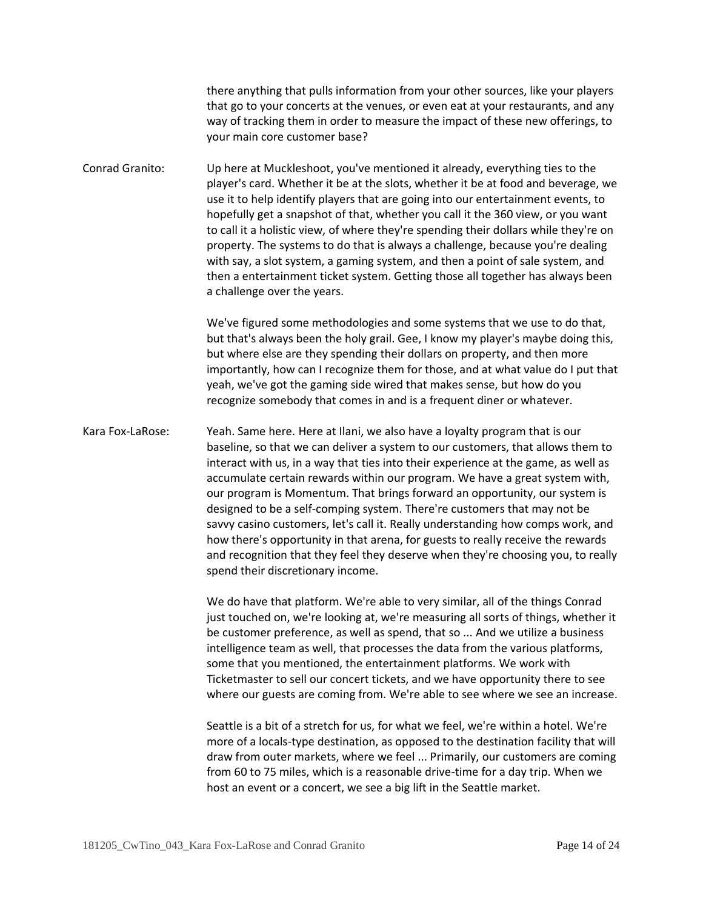there anything that pulls information from your other sources, like your players that go to your concerts at the venues, or even eat at your restaurants, and any way of tracking them in order to measure the impact of these new offerings, to your main core customer base?

Conrad Granito: Up here at Muckleshoot, you've mentioned it already, everything ties to the player's card. Whether it be at the slots, whether it be at food and beverage, we use it to help identify players that are going into our entertainment events, to hopefully get a snapshot of that, whether you call it the 360 view, or you want to call it a holistic view, of where they're spending their dollars while they're on property. The systems to do that is always a challenge, because you're dealing with say, a slot system, a gaming system, and then a point of sale system, and then a entertainment ticket system. Getting those all together has always been a challenge over the years.

We've figured some methodologies and some systems that we use to do that, but that's always been the holy grail. Gee, I know my player's maybe doing this, but where else are they spending their dollars on property, and then more importantly, how can I recognize them for those, and at what value do I put that yeah, we've got the gaming side wired that makes sense, but how do you recognize somebody that comes in and is a frequent diner or whatever.

Kara Fox-LaRose: Yeah. Same here. Here at Ilani, we also have a loyalty program that is our baseline, so that we can deliver a system to our customers, that allows them to interact with us, in a way that ties into their experience at the game, as well as accumulate certain rewards within our program. We have a great system with, our program is Momentum. That brings forward an opportunity, our system is designed to be a self-comping system. There're customers that may not be savvy casino customers, let's call it. Really understanding how comps work, and how there's opportunity in that arena, for guests to really receive the rewards and recognition that they feel they deserve when they're choosing you, to really spend their discretionary income.

We do have that platform. We're able to very similar, all of the things Conrad just touched on, we're looking at, we're measuring all sorts of things, whether it be customer preference, as well as spend, that so ... And we utilize a business intelligence team as well, that processes the data from the various platforms, some that you mentioned, the entertainment platforms. We work with Ticketmaster to sell our concert tickets, and we have opportunity there to see where our guests are coming from. We're able to see where we see an increase.

Seattle is a bit of a stretch for us, for what we feel, we're within a hotel. We're more of a locals-type destination, as opposed to the destination facility that will draw from outer markets, where we feel ... Primarily, our customers are coming from 60 to 75 miles, which is a reasonable drive-time for a day trip. When we host an event or a concert, we see a big lift in the Seattle market.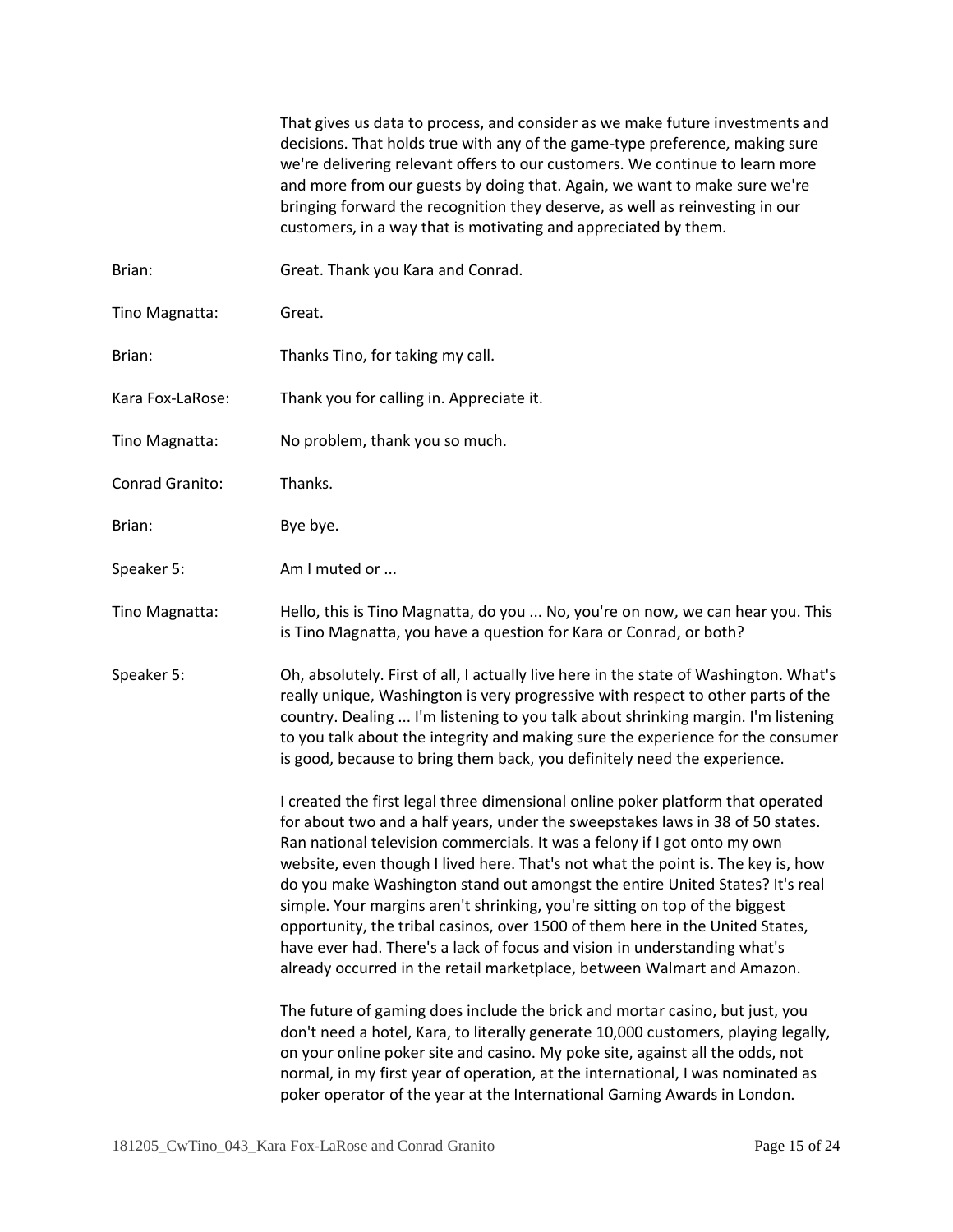That gives us data to process, and consider as we make future investments and decisions. That holds true with any of the game-type preference, making sure we're delivering relevant offers to our customers. We continue to learn more and more from our guests by doing that. Again, we want to make sure we're bringing forward the recognition they deserve, as well as reinvesting in our customers, in a way that is motivating and appreciated by them.

Brian: Great. Thank you Kara and Conrad.

Tino Magnatta: Great.

Brian: Thanks Tino, for taking my call.

Kara Fox-LaRose: Thank you for calling in. Appreciate it.

Tino Magnatta: No problem, thank you so much.

Conrad Granito: Thanks.

Brian: Bye bye.

Speaker 5: Am I muted or ...

Tino Magnatta: Hello, this is Tino Magnatta, do you ... No, you're on now, we can hear you. This is Tino Magnatta, you have a question for Kara or Conrad, or both?

Speaker 5: Oh, absolutely. First of all, I actually live here in the state of Washington. What's really unique, Washington is very progressive with respect to other parts of the country. Dealing ... I'm listening to you talk about shrinking margin. I'm listening to you talk about the integrity and making sure the experience for the consumer is good, because to bring them back, you definitely need the experience.

I created the first legal three dimensional online poker platform that operated for about two and a half years, under the sweepstakes laws in 38 of 50 states. Ran national television commercials. It was a felony if I got onto my own website, even though I lived here. That's not what the point is. The key is, how do you make Washington stand out amongst the entire United States? It's real simple. Your margins aren't shrinking, you're sitting on top of the biggest opportunity, the tribal casinos, over 1500 of them here in the United States, have ever had. There's a lack of focus and vision in understanding what's already occurred in the retail marketplace, between Walmart and Amazon.

The future of gaming does include the brick and mortar casino, but just, you don't need a hotel, Kara, to literally generate 10,000 customers, playing legally, on your online poker site and casino. My poke site, against all the odds, not normal, in my first year of operation, at the international, I was nominated as poker operator of the year at the International Gaming Awards in London.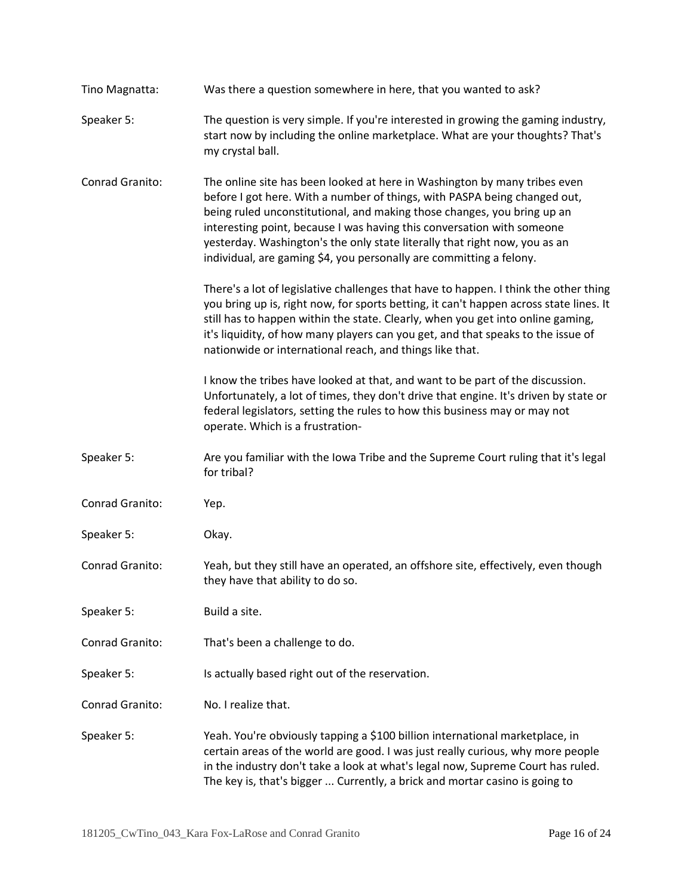Tino Magnatta: Was there a question somewhere in here, that you wanted to ask?

Speaker 5: The question is very simple. If you're interested in growing the gaming industry, start now by including the online marketplace. What are your thoughts? That's my crystal ball.

Conrad Granito: The online site has been looked at here in Washington by many tribes even before I got here. With a number of things, with PASPA being changed out, being ruled unconstitutional, and making those changes, you bring up an interesting point, because I was having this conversation with someone yesterday. Washington's the only state literally that right now, you as an individual, are gaming $4, you personally are committing a felony.

There's a lot of legislative challenges that have to happen. I think the other thing you bring up is, right now, for sports betting, it can't happen across state lines. It still has to happen within the state. Clearly, when you get into online gaming, it's liquidity, of how many players can you get, and that speaks to the issue of nationwide or international reach, and things like that.

I know the tribes have looked at that, and want to be part of the discussion. Unfortunately, a lot of times, they don't drive that engine. It's driven by state or federal legislators, setting the rules to how this business may or may not operate. Which is a frustration-

Speaker 5: Are you familiar with the Iowa Tribe and the Supreme Court ruling that it's legal for tribal?

Conrad Granito: Yep.

Speaker 5: Okay.

Conrad Granito: Yeah, but they still have an operated, an offshore site, effectively, even though they have that ability to do so.

Speaker 5: Build a site.

Conrad Granito: That's been a challenge to do.

Speaker 5: Is actually based right out of the reservation.

Conrad Granito: No. I realize that.

Speaker 5: Yeah. You're obviously tapping a $100 billion international marketplace, in certain areas of the world are good. I was just really curious, why more people in the industry don't take a look at what's legal now, Supreme Court has ruled. The key is, that's bigger ... Currently, a brick and mortar casino is going to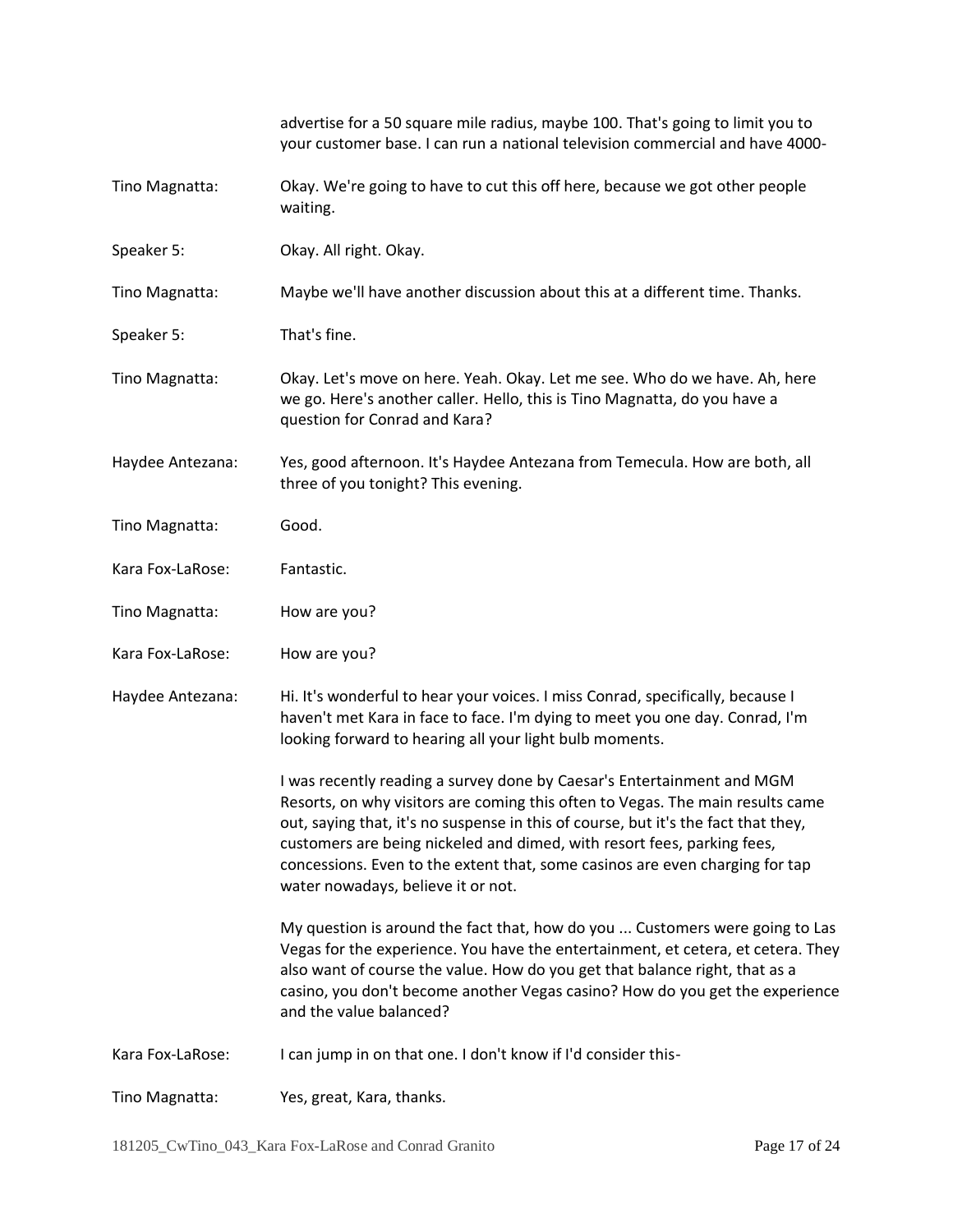advertise for a 50 square mile radius, maybe 100. That's going to limit you to your customer base. I can run a national television commercial and have 4000-

**Tino Magnatta:** Okay. We're going to have to cut this off here, because we got other people waiting.

**Speaker 5:** Okay. All right. Okay.

**Tino Magnatta:** Maybe we'll have another discussion about this at a different time. Thanks.

**Speaker 5:** That's fine.

**Tino Magnatta:** Okay. Let's move on here. Yeah. Okay. Let me see. Who do we have. Ah, here we go. Here's another caller. Hello, this is Tino Magnatta, do you have a question for Conrad and Kara?

**Haydee Antezana:** Yes, good afternoon. It's Haydee Antezana from Temecula. How are both, all three of you tonight? This evening.

**Tino Magnatta:** Good.

**Kara Fox-LaRose:** Fantastic.

**Tino Magnatta:** How are you?

**Kara Fox-LaRose:** How are you?

**Haydee Antezana:** Hi. It's wonderful to hear your voices. I miss Conrad, specifically, because I haven't met Kara in face to face. I'm dying to meet you one day. Conrad, I'm looking forward to hearing all your light bulb moments.

I was recently reading a survey done by Caesar's Entertainment and MGM Resorts, on why visitors are coming this often to Vegas. The main results came out, saying that, it's no suspense in this of course, but it's the fact that they, customers are being nickeled and dimed, with resort fees, parking fees, concessions. Even to the extent that, some casinos are even charging for tap water nowadays, believe it or not.

My question is around the fact that, how do you ... Customers were going to Las Vegas for the experience. You have the entertainment, et cetera, et cetera. They also want of course the value. How do you get that balance right, that as a casino, you don't become another Vegas casino? How do you get the experience and the value balanced?

**Kara Fox-LaRose:** I can jump in on that one. I don't know if I'd consider this-

**Tino Magnatta:** Yes, great, Kara, thanks.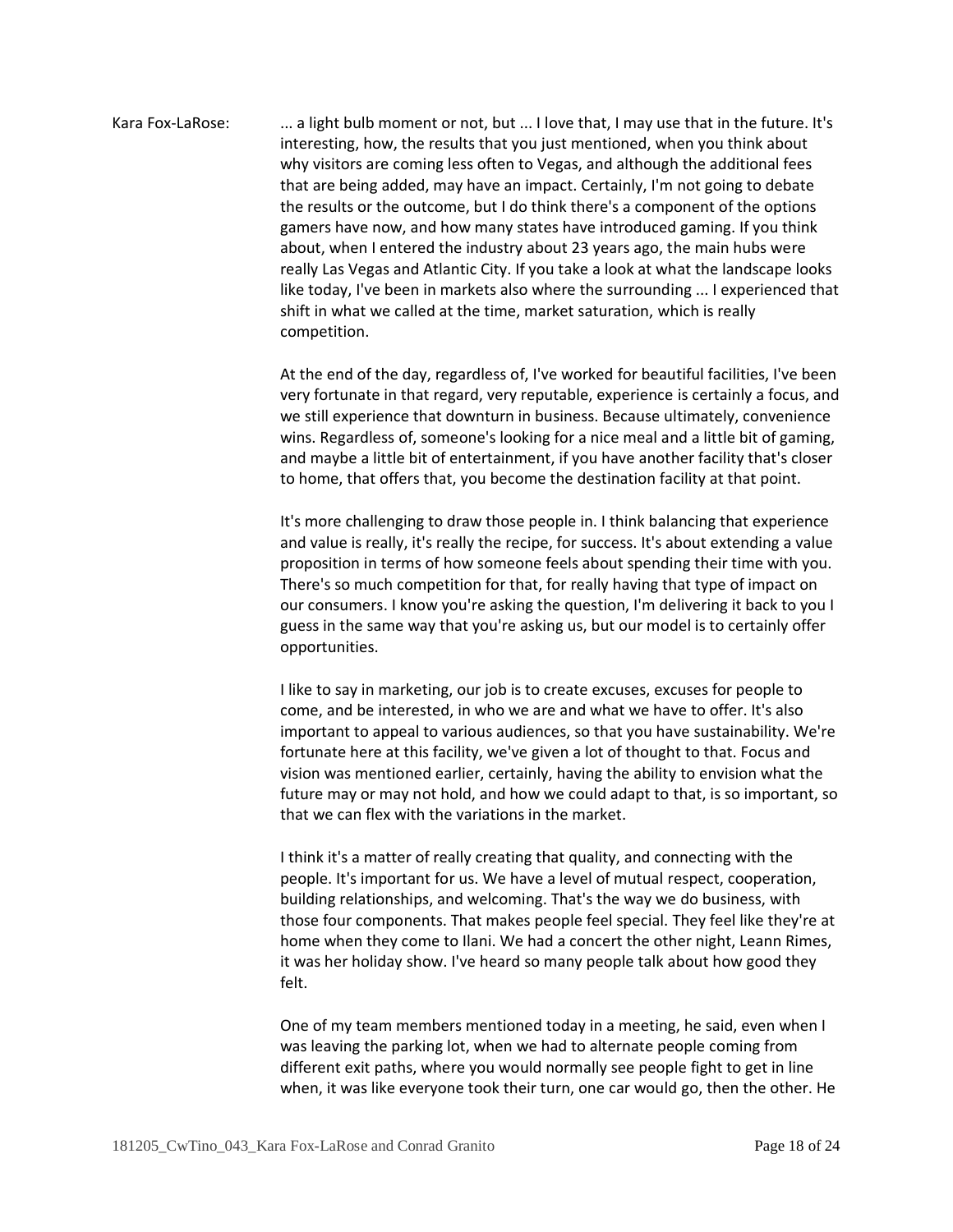Kara Fox-LaRose: ... a light bulb moment or not, but ... I love that, I may use that in the future. It's interesting, how, the results that you just mentioned, when you think about why visitors are coming less often to Vegas, and although the additional fees that are being added, may have an impact. Certainly, I'm not going to debate the results or the outcome, but I do think there's a component of the options gamers have now, and how many states have introduced gaming. If you think about, when I entered the industry about 23 years ago, the main hubs were really Las Vegas and Atlantic City. If you take a look at what the landscape looks like today, I've been in markets also where the surrounding ... I experienced that shift in what we called at the time, market saturation, which is really competition.

At the end of the day, regardless of, I've worked for beautiful facilities, I've been very fortunate in that regard, very reputable, experience is certainly a focus, and we still experience that downturn in business. Because ultimately, convenience wins. Regardless of, someone's looking for a nice meal and a little bit of gaming, and maybe a little bit of entertainment, if you have another facility that's closer to home, that offers that, you become the destination facility at that point.

It's more challenging to draw those people in. I think balancing that experience and value is really, it's really the recipe, for success. It's about extending a value proposition in terms of how someone feels about spending their time with you. There's so much competition for that, for really having that type of impact on our consumers. I know you're asking the question, I'm delivering it back to you I guess in the same way that you're asking us, but our model is to certainly offer opportunities.

I like to say in marketing, our job is to create excuses, excuses for people to come, and be interested, in who we are and what we have to offer. It's also important to appeal to various audiences, so that you have sustainability. We're fortunate here at this facility, we've given a lot of thought to that. Focus and vision was mentioned earlier, certainly, having the ability to envision what the future may or may not hold, and how we could adapt to that, is so important, so that we can flex with the variations in the market.

I think it's a matter of really creating that quality, and connecting with the people. It's important for us. We have a level of mutual respect, cooperation, building relationships, and welcoming. That's the way we do business, with those four components. That makes people feel special. They feel like they're at home when they come to Ilani. We had a concert the other night, Leann Rimes, it was her holiday show. I've heard so many people talk about how good they felt.

One of my team members mentioned today in a meeting, he said, even when I was leaving the parking lot, when we had to alternate people coming from different exit paths, where you would normally see people fight to get in line when, it was like everyone took their turn, one car would go, then the other. He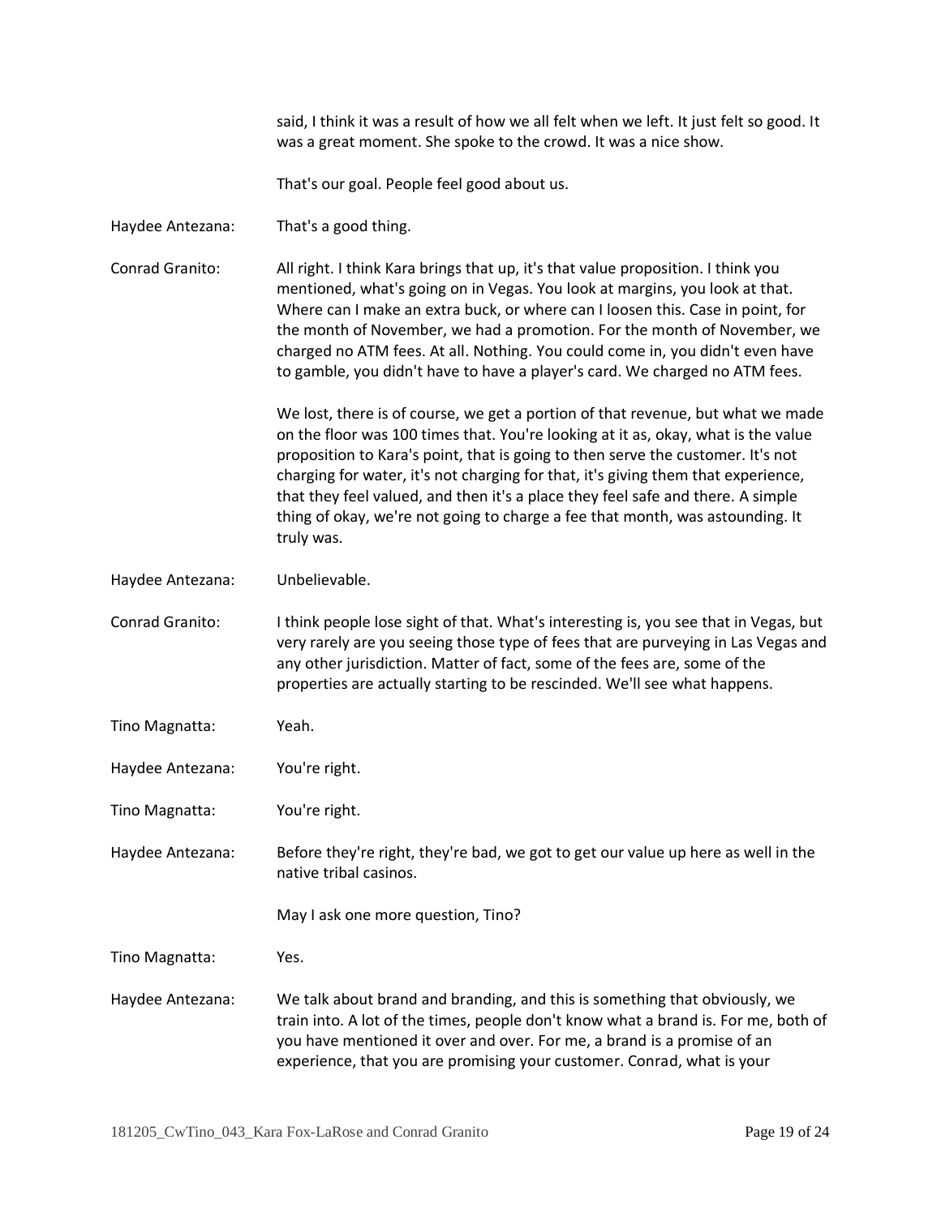said, I think it was a result of how we all felt when we left. It just felt so good. It was a great moment. She spoke to the crowd. It was a nice show.

That's our goal. People feel good about us.

Haydee Antezana: That's a good thing.

Conrad Granito: All right. I think Kara brings that up, it's that value proposition. I think you mentioned, what's going on in Vegas. You look at margins, you look at that. Where can I make an extra buck, or where can I loosen this. Case in point, for the month of November, we had a promotion. For the month of November, we charged no ATM fees. At all. Nothing. You could come in, you didn't even have to gamble, you didn't have to have a player's card. We charged no ATM fees.

We lost, there is of course, we get a portion of that revenue, but what we made on the floor was 100 times that. You're looking at it as, okay, what is the value proposition to Kara's point, that is going to then serve the customer. It's not charging for water, it's not charging for that, it's giving them that experience, that they feel valued, and then it's a place they feel safe and there. A simple thing of okay, we're not going to charge a fee that month, was astounding. It truly was.

Haydee Antezana: Unbelievable.

Conrad Granito: I think people lose sight of that. What's interesting is, you see that in Vegas, but very rarely are you seeing those type of fees that are purveying in Las Vegas and any other jurisdiction. Matter of fact, some of the fees are, some of the properties are actually starting to be rescinded. We'll see what happens.

Tino Magnatta: Yeah.

Haydee Antezana: You're right.

Tino Magnatta: You're right.

Haydee Antezana: Before they're right, they're bad, we got to get our value up here as well in the native tribal casinos.

May I ask one more question, Tino?

Tino Magnatta: Yes.

Haydee Antezana: We talk about brand and branding, and this is something that obviously, we train into. A lot of the times, people don't know what a brand is. For me, both of you have mentioned it over and over. For me, a brand is a promise of an experience, that you are promising your customer. Conrad, what is your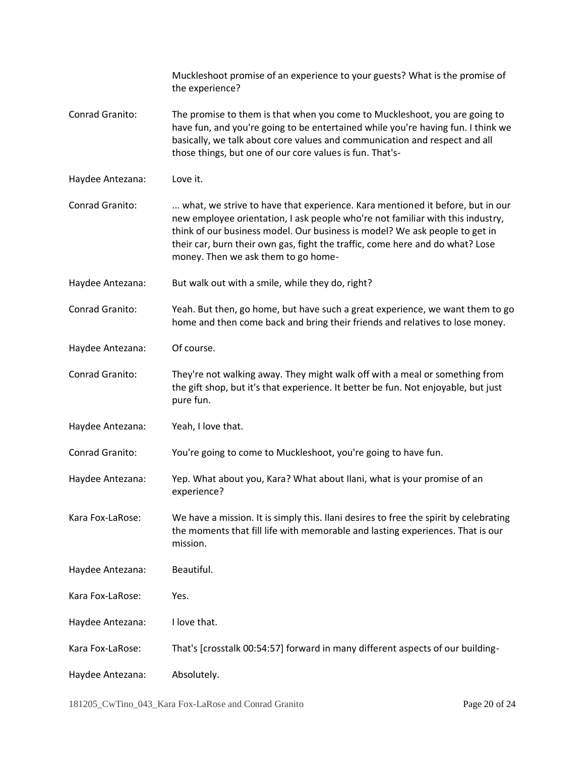Muckleshoot promise of an experience to your guests? What is the promise of the experience?

**Conrad Granito:** The promise to them is that when you come to Muckleshoot, you are going to have fun, and you're going to be entertained while you're having fun. I think we basically, we talk about core values and communication and respect and all those things, but one of our core values is fun. That's-

**Haydee Antezana:** Love it.

**Conrad Granito:** ... what, we strive to have that experience. Kara mentioned it before, but in our new employee orientation, I ask people who're not familiar with this industry, think of our business model. Our business is model? We ask people to get in their car, burn their own gas, fight the traffic, come here and do what? Lose money. Then we ask them to go home-

**Haydee Antezana:** But walk out with a smile, while they do, right?

**Conrad Granito:** Yeah. But then, go home, but have such a great experience, we want them to go home and then come back and bring their friends and relatives to lose money.

**Haydee Antezana:** Of course.

**Conrad Granito:** They're not walking away. They might walk off with a meal or something from the gift shop, but it's that experience. It better be fun. Not enjoyable, but just pure fun.

**Haydee Antezana:** Yeah, I love that.

**Conrad Granito:** You're going to come to Muckleshoot, you're going to have fun.

**Haydee Antezana:** Yep. What about you, Kara? What about Ilani, what is your promise of an experience?

**Kara Fox-LaRose:** We have a mission. It is simply this. Ilani desires to free the spirit by celebrating the moments that fill life with memorable and lasting experiences. That is our mission.

**Haydee Antezana:** Beautiful.

**Kara Fox-LaRose:** Yes.

**Haydee Antezana:** I love that.

**Kara Fox-LaRose:** That's [crosstalk 00:54:57] forward in many different aspects of our building-

**Haydee Antezana:** Absolutely.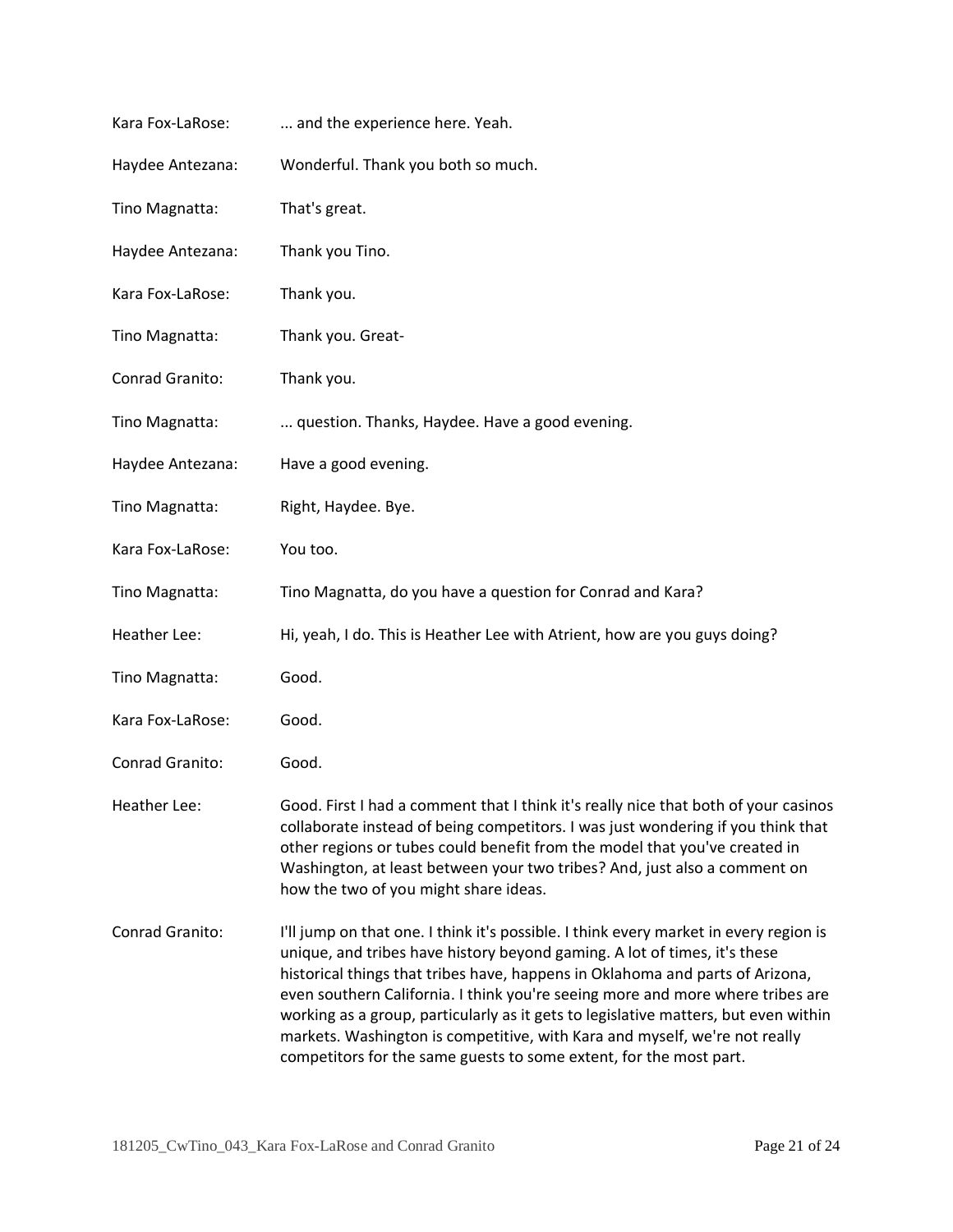Kara Fox-LaRose: ... and the experience here. Yeah.

Haydee Antezana: Wonderful. Thank you both so much.

Tino Magnatta: That's great.

Haydee Antezana: Thank you Tino.

Kara Fox-LaRose: Thank you.

Tino Magnatta: Thank you. Great-

Conrad Granito: Thank you.

Tino Magnatta: ... question. Thanks, Haydee. Have a good evening.

Haydee Antezana: Have a good evening.

Tino Magnatta: Right, Haydee. Bye.

Kara Fox-LaRose: You too.

Tino Magnatta: Tino Magnatta, do you have a question for Conrad and Kara?

Heather Lee: Hi, yeah, I do. This is Heather Lee with Atrient, how are you guys doing?

Tino Magnatta: Good.

Kara Fox-LaRose: Good.

Conrad Granito: Good.

Heather Lee: Good. First I had a comment that I think it's really nice that both of your casinos collaborate instead of being competitors. I was just wondering if you think that other regions or tubes could benefit from the model that you've created in Washington, at least between your two tribes? And, just also a comment on how the two of you might share ideas.

Conrad Granito: I'll jump on that one. I think it's possible. I think every market in every region is unique, and tribes have history beyond gaming. A lot of times, it's these historical things that tribes have, happens in Oklahoma and parts of Arizona, even southern California. I think you're seeing more and more where tribes are working as a group, particularly as it gets to legislative matters, but even within markets. Washington is competitive, with Kara and myself, we're not really competitors for the same guests to some extent, for the most part.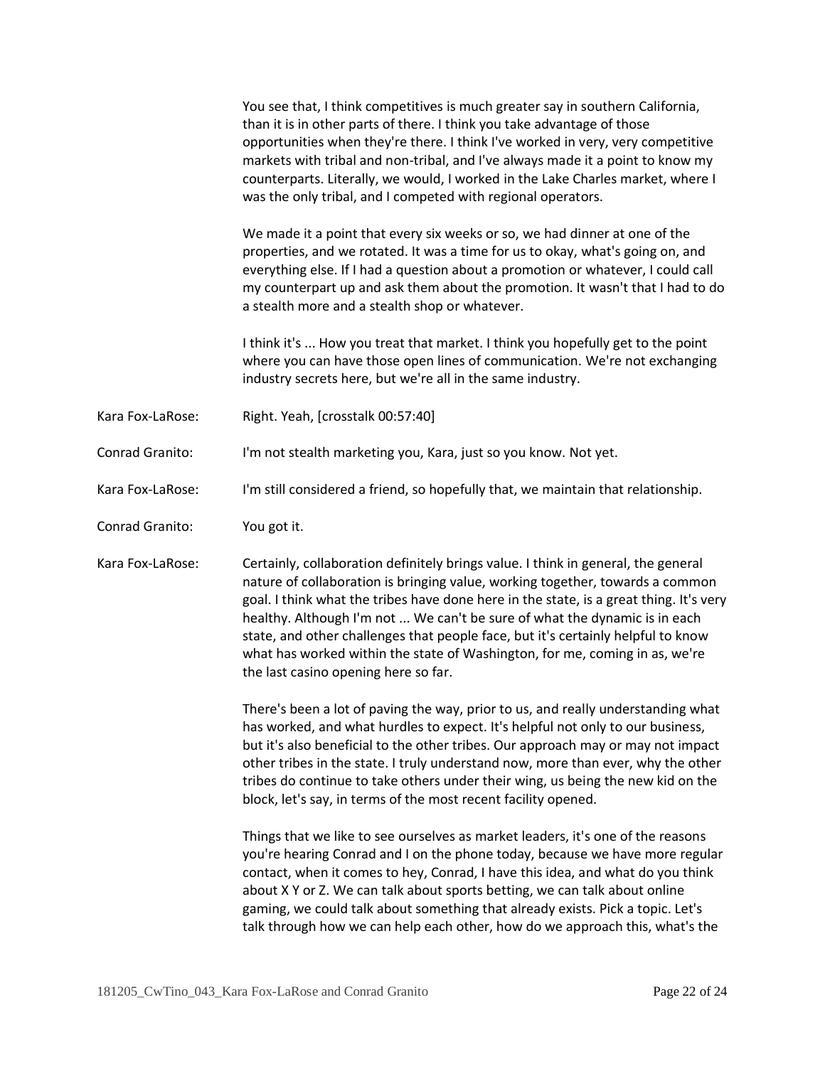You see that, I think competitives is much greater say in southern California, than it is in other parts of there. I think you take advantage of those opportunities when they're there. I think I've worked in very, very competitive markets with tribal and non-tribal, and I've always made it a point to know my counterparts. Literally, we would, I worked in the Lake Charles market, where I was the only tribal, and I competed with regional operators.

We made it a point that every six weeks or so, we had dinner at one of the properties, and we rotated. It was a time for us to okay, what's going on, and everything else. If I had a question about a promotion or whatever, I could call my counterpart up and ask them about the promotion. It wasn't that I had to do a stealth more and a stealth shop or whatever.

I think it's ... How you treat that market. I think you hopefully get to the point where you can have those open lines of communication. We're not exchanging industry secrets here, but we're all in the same industry.

Kara Fox-LaRose: Right. Yeah, [crosstalk 00:57:40]

Conrad Granito: I'm not stealth marketing you, Kara, just so you know. Not yet.

Kara Fox-LaRose: I'm still considered a friend, so hopefully that, we maintain that relationship.

Conrad Granito: You got it.

Kara Fox-LaRose: Certainly, collaboration definitely brings value. I think in general, the general nature of collaboration is bringing value, working together, towards a common goal. I think what the tribes have done here in the state, is a great thing. It's very healthy. Although I'm not ... We can't be sure of what the dynamic is in each state, and other challenges that people face, but it's certainly helpful to know what has worked within the state of Washington, for me, coming in as, we're the last casino opening here so far.

There's been a lot of paving the way, prior to us, and really understanding what has worked, and what hurdles to expect. It's helpful not only to our business, but it's also beneficial to the other tribes. Our approach may or may not impact other tribes in the state. I truly understand now, more than ever, why the other tribes do continue to take others under their wing, us being the new kid on the block, let's say, in terms of the most recent facility opened.

Things that we like to see ourselves as market leaders, it's one of the reasons you're hearing Conrad and I on the phone today, because we have more regular contact, when it comes to hey, Conrad, I have this idea, and what do you think about X Y or Z. We can talk about sports betting, we can talk about online gaming, we could talk about something that already exists. Pick a topic. Let's talk through how we can help each other, how do we approach this, what's the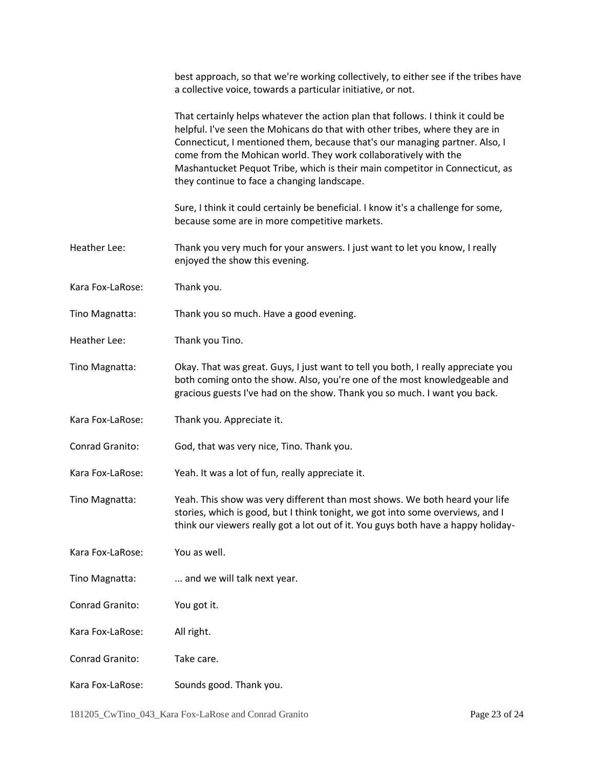best approach, so that we're working collectively, to either see if the tribes have a collective voice, towards a particular initiative, or not.

That certainly helps whatever the action plan that follows. I think it could be helpful. I've seen the Mohicans do that with other tribes, where they are in Connecticut, I mentioned them, because that's our managing partner. Also, I come from the Mohican world. They work collaboratively with the Mashantucket Pequot Tribe, which is their main competitor in Connecticut, as they continue to face a changing landscape.

Sure, I think it could certainly be beneficial. I know it's a challenge for some, because some are in more competitive markets.

Heather Lee: Thank you very much for your answers. I just want to let you know, I really enjoyed the show this evening.

Kara Fox-LaRose: Thank you.

Tino Magnatta: Thank you so much. Have a good evening.

Heather Lee: Thank you Tino.

Tino Magnatta: Okay. That was great. Guys, I just want to tell you both, I really appreciate you both coming onto the show. Also, you're one of the most knowledgeable and gracious guests I've had on the show. Thank you so much. I want you back.

Kara Fox-LaRose: Thank you. Appreciate it.

Conrad Granito: God, that was very nice, Tino. Thank you.

Kara Fox-LaRose: Yeah. It was a lot of fun, really appreciate it.

Tino Magnatta: Yeah. This show was very different than most shows. We both heard your life stories, which is good, but I think tonight, we got into some overviews, and I think our viewers really got a lot out of it. You guys both have a happy holiday-

Kara Fox-LaRose: You as well.

Tino Magnatta: ... and we will talk next year.

Conrad Granito: You got it.

Kara Fox-LaRose: All right.

Conrad Granito: Take care.

Kara Fox-LaRose: Sounds good. Thank you.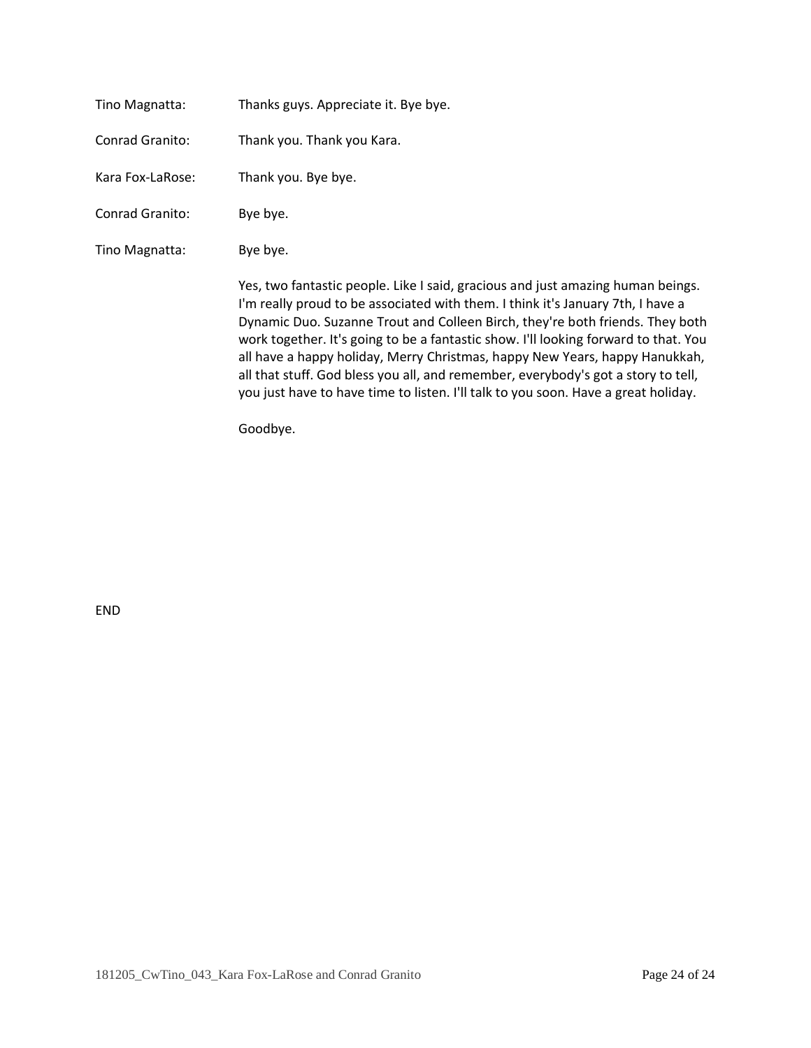Tino Magnatta: Thanks guys. Appreciate it. Bye bye.

Conrad Granito: Thank you. Thank you Kara.

Kara Fox-LaRose: Thank you. Bye bye.

Conrad Granito: Bye bye.

Tino Magnatta: Bye bye.

Yes, two fantastic people. Like I said, gracious and just amazing human beings. I'm really proud to be associated with them. I think it's January 7th, I have a Dynamic Duo. Suzanne Trout and Colleen Birch, they're both friends. They both work together. It's going to be a fantastic show. I'll looking forward to that. You all have a happy holiday, Merry Christmas, happy New Years, happy Hanukkah, all that stuff. God bless you all, and remember, everybody's got a story to tell, you just have to have time to listen. I'll talk to you soon. Have a great holiday.

Goodbye.

END